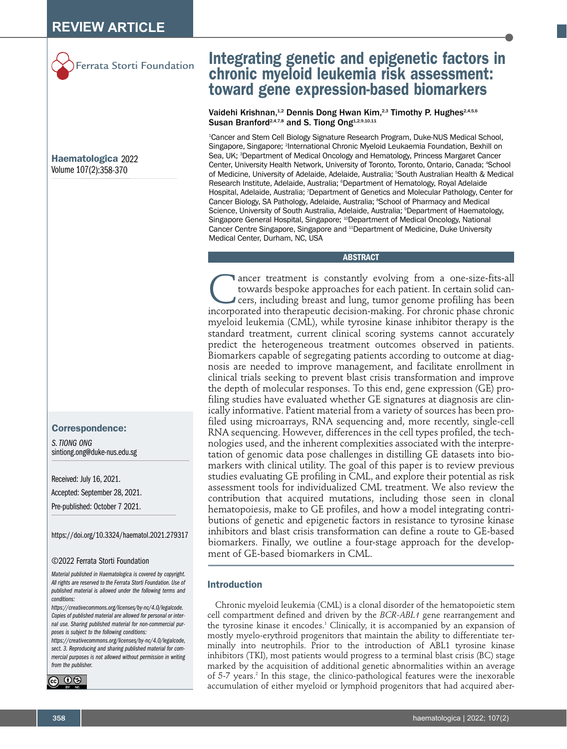REVIEW ARTICLE

Ferrata Storti Foundation

# Integrating genetic and epigenetic factors in chronic myeloid leukemia risk assessment: toward gene expression-based biomarkers

Vaidehi Krishnan,[1,2] Dennis Dong Hwan Kim,[2,3] Timothy P. Hughes[2,4,5,6] Susan Branford[2,4,7,8] and S. Tiong Ong[1,2,9,10,11]

[1]Cancer and Stem Cell Biology Signature Research Program, Duke-NUS Medical School, Singapore, Singapore; [2]International Chronic Myeloid Leukaemia Foundation, Bexhill on Sea, UK; [3]Department of Medical Oncology and Hematology, Princess Margaret Cancer Center, University Health Network, University of Toronto, Toronto, Ontario, Canada; [4]School of Medicine, University of Adelaide, Adelaide, Australia; [5]South Australian Health & Medical Research Institute, Adelaide, Australia; [6]Department of Hematology, Royal Adelaide Hospital, Adelaide, Australia; [7]Department of Genetics and Molecular Pathology, Center for Cancer Biology, SA Pathology, Adelaide, Australia; [8]School of Pharmacy and Medical Science, University of South Australia, Adelaide, Australia; [9]Department of Haematology, Singapore General Hospital, Singapore; [10]Department of Medical Oncology, National Cancer Centre Singapore, Singapore and [11]Department of Medicine, Duke University Medical Center, Durham, NC, USA

**Haematologica** 2022
Volume 107(2):358-370

### Correspondence:

*S. TIONG ONG*
sintiong.ong@duke-nus.edu.sg

Received: July 16, 2021.
Accepted: September 28, 2021.
Pre-published: October 7 2021.

https://doi.org/10.3324/haematol.2021.279317

©2022 Ferrata Storti Foundation

*Material published in Haematologica is covered by copyright. All rights are reserved to the Ferrata Storti Foundation. Use of published material is allowed under the following terms and conditions:*
*https://creativecommons.org/licenses/by-nc/4.0/legalcode. Copies of published material are allowed for personal or internal use. Sharing published material for non-commercial purposes is subject to the following conditions:*
*https://creativecommons.org/licenses/by-nc/4.0/legalcode, sect. 3. Reproducing and sharing published material for commercial purposes is not allowed without permission in writing from the publisher.*

## ABSTRACT

Cancer treatment is constantly evolving from a one-size-fits-all towards bespoke approaches for each patient. In certain solid cancers, including breast and lung, tumor genome profiling has been incorporated into therapeutic decision-making. For chronic phase chronic myeloid leukemia (CML), while tyrosine kinase inhibitor therapy is the standard treatment, current clinical scoring systems cannot accurately predict the heterogeneous treatment outcomes observed in patients. Biomarkers capable of segregating patients according to outcome at diagnosis are needed to improve management, and facilitate enrollment in clinical trials seeking to prevent blast crisis transformation and improve the depth of molecular responses. To this end, gene expression (GE) profiling studies have evaluated whether GE signatures at diagnosis are clinically informative. Patient material from a variety of sources has been profiled using microarrays, RNA sequencing and, more recently, single-cell RNA sequencing. However, differences in the cell types profiled, the technologies used, and the inherent complexities associated with the interpretation of genomic data pose challenges in distilling GE datasets into biomarkers with clinical utility. The goal of this paper is to review previous studies evaluating GE profiling in CML, and explore their potential as risk assessment tools for individualized CML treatment. We also review the contribution that acquired mutations, including those seen in clonal hematopoiesis, make to GE profiles, and how a model integrating contributions of genetic and epigenetic factors in resistance to tyrosine kinase inhibitors and blast crisis transformation can define a route to GE-based biomarkers. Finally, we outline a four-stage approach for the development of GE-based biomarkers in CML.

## Introduction

Chronic myeloid leukemia (CML) is a clonal disorder of the hematopoietic stem cell compartment defined and driven by the *BCR-ABL1* gene rearrangement and the tyrosine kinase it encodes.[1] Clinically, it is accompanied by an expansion of mostly myelo-erythroid progenitors that maintain the ability to differentiate terminally into neutrophils. Prior to the introduction of ABL1 tyrosine kinase inhibitors (TKI), most patients would progress to a terminal blast crisis (BC) stage marked by the acquisition of additional genetic abnormalities within an average of 5-7 years.[2] In this stage, the clinico-pathological features were the inexorable accumulation of either myeloid or lymphoid progenitors that had acquired aber-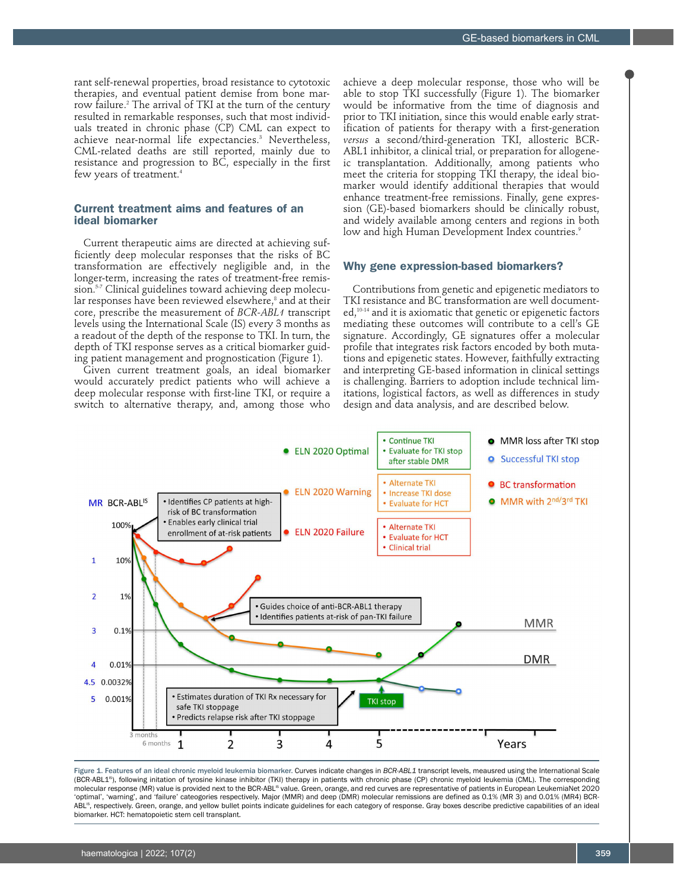rant self-renewal properties, broad resistance to cytotoxic therapies, and eventual patient demise from bone marrow failure.[2] The arrival of TKI at the turn of the century resulted in remarkable responses, such that most individuals treated in chronic phase (CP) CML can expect to achieve near-normal life expectancies.[3] Nevertheless, CML-related deaths are still reported, mainly due to resistance and progression to BC, especially in the first few years of treatment.[4]

## Current treatment aims and features of an ideal biomarker

Current therapeutic aims are directed at achieving sufficiently deep molecular responses that the risks of BC transformation are effectively negligible and, in the longer-term, increasing the rates of treatment-free remission.[5-7] Clinical guidelines toward achieving deep molecular responses have been reviewed elsewhere,[8] and at their core, prescribe the measurement of *BCR-ABL1* transcript levels using the International Scale (IS) every 3 months as a readout of the depth of the response to TKI. In turn, the depth of TKI response serves as a critical biomarker guiding patient management and prognostication (Figure 1).

Given current treatment goals, an ideal biomarker would accurately predict patients who will achieve a deep molecular response with first-line TKI, or require a switch to alternative therapy, and, among those who achieve a deep molecular response, those who will be able to stop TKI successfully (Figure 1). The biomarker would be informative from the time of diagnosis and prior to TKI initiation, since this would enable early stratification of patients for therapy with a first-generation *versus* a second/third-generation TKI, allosteric BCR-ABL1 inhibitor, a clinical trial, or preparation for allogeneic transplantation. Additionally, among patients who meet the criteria for stopping TKI therapy, the ideal biomarker would identify additional therapies that would enhance treatment-free remissions. Finally, gene expression (GE)-based biomarkers should be clinically robust, and widely available among centers and regions in both low and high Human Development Index countries.[9]

## Why gene expression-based biomarkers?

Contributions from genetic and epigenetic mediators to TKI resistance and BC transformation are well documented,[10-14] and it is axiomatic that genetic or epigenetic factors mediating these outcomes will contribute to a cell's GE signature. Accordingly, GE signatures offer a molecular profile that integrates risk factors encoded by both mutations and epigenetic states. However, faithfully extracting and interpreting GE-based information in clinical settings is challenging. Barriers to adoption include technical limitations, logistical factors, as well as differences in study design and data analysis, and are described below.

**Figure 1. Features of an ideal chronic myeloid leukemia biomarker.** Curves indicate changes in *BCR-ABL1* transcript levels, meausured using the International Scale (BCR-ABL1[IS]), following initation of tyrosine kinase inhibitor (TKI) therapy in patients with chronic phase (CP) chronic myeloid leukemia (CML). The corresponding molecular response (MR) value is provided next to the BCR-ABL[IS] value. Green, orange, and red curves are representative of patients in European LeukemiaNet 2020 'optimal', 'warning', and 'failure' cateogries respectively. Major (MMR) and deep (DMR) molecular remissions are defined as 0.1% (MR 3) and 0.01% (MR4) BCR-ABL[IS], respectively. Green, orange, and yellow bullet points indicate guidelines for each category of response. Gray boxes describe predictive capabilities of an ideal biomarker. HCT: hematopoietic stem cell transplant.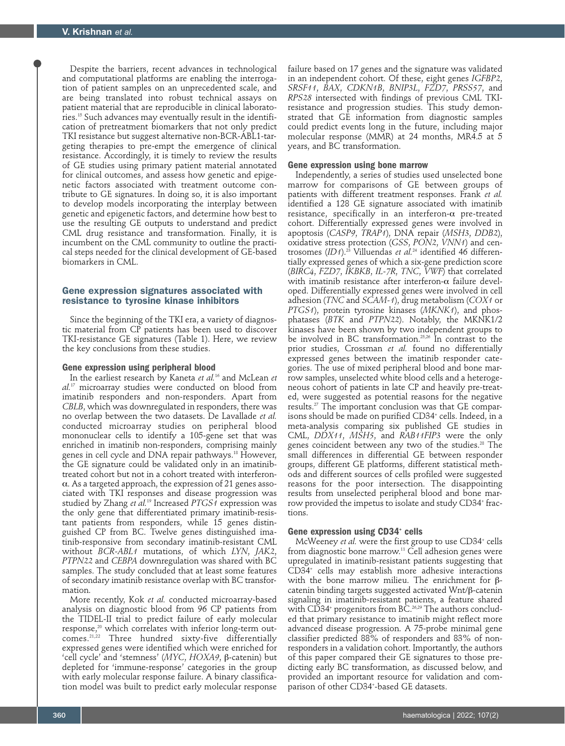Despite the barriers, recent advances in technological and computational platforms are enabling the interrogation of patient samples on an unprecedented scale, and are being translated into robust technical assays on patient material that are reproducible in clinical laboratories.[15] Such advances may eventually result in the identification of pretreatment biomarkers that not only predict TKI resistance but suggest alternative non-BCR-ABL1-targeting therapies to pre-empt the emergence of clinical resistance. Accordingly, it is timely to review the results of GE studies using primary patient material annotated for clinical outcomes, and assess how genetic and epigenetic factors associated with treatment outcome contribute to GE signatures. In doing so, it is also important to develop models incorporating the interplay between genetic and epigenetic factors, and determine how best to use the resulting GE outputs to understand and predict CML drug resistance and transformation. Finally, it is incumbent on the CML community to outline the practical steps needed for the clinical development of GE-based biomarkers in CML.

## Gene expression signatures associated with resistance to tyrosine kinase inhibitors

Since the beginning of the TKI era, a variety of diagnostic material from CP patients has been used to discover TKI-resistance GE signatures (Table 1). Here, we review the key conclusions from these studies.

### Gene expression using peripheral blood

In the earliest research by Kaneta *et al.*[16] and McLean *et al.*[17] microarray studies were conducted on blood from imatinib responders and non-responders. Apart from *CBLB*, which was downregulated in responders, there was no overlap between the two datasets. De Lavallade *et al.* conducted microarray studies on peripheral blood mononuclear cells to identify a 105-gene set that was enriched in imatinib non-responders, comprising mainly genes in cell cycle and DNA repair pathways.[18] However, the GE signature could be validated only in an imatinib-treated cohort but not in a cohort treated with interferon-α. As a targeted approach, the expression of 21 genes associated with TKI responses and disease progression was studied by Zhang *et al.*[19] Increased *PTGS1* expression was the only gene that differentiated primary imatinib-resistant patients from responders, while 15 genes distinguished CP from BC. Twelve genes distinguished imatinib-responsive from secondary imatinib-resistant CML without *BCR-ABL1* mutations, of which *LYN*, *JAK2*, *PTPN22* and *CEBPA* downregulation was shared with BC samples. The study concluded that at least some features of secondary imatinib resistance overlap with BC transformation.

More recently, Kok *et al.* conducted microarray-based analysis on diagnostic blood from 96 CP patients from the TIDEL-II trial to predict failure of early molecular response,[20] which correlates with inferior long-term outcomes.[21,22] Three hundred sixty-five differentially expressed genes were identified which were enriched for 'cell cycle' and 'stemness' (*MYC*, *HOXA9*, β-catenin) but depleted for 'immune-response' categories in the group with early molecular response failure. A binary classification model was built to predict early molecular response failure based on 17 genes and the signature was validated in an independent cohort. Of these, eight genes *IGFBP2*, *SRSF11*, *BAX*, *CDKN1B*, *BNIP3L*, *FZD7*, *PRSS57*, and *RPS28* intersected with findings of previous CML TKI-resistance and progression studies. This study demonstrated that GE information from diagnostic samples could predict events long in the future, including major molecular response (MMR) at 24 months, MR4.5 at 5 years, and BC transformation.

### Gene expression using bone marrow

Independently, a series of studies used unselected bone marrow for comparisons of GE between groups of patients with different treatment responses. Frank *et al.* identified a 128 GE signature associated with imatinib resistance, specifically in an interferon-α pre-treated cohort. Differentially expressed genes were involved in apoptosis (*CASP9*, *TRAP1*), DNA repair (*MSH3*, *DDB2*), oxidative stress protection (*GSS*, *PON2*, *VNN1*) and centrosomes (*ID1*).[23] Villuendas *et al.*[24] identified 46 differentially expressed genes of which a six-gene prediction score (*BIRC4*, *FZD7*, *IKBKB*, *IL-7R*, *TNC*, *VWF*) that correlated with imatinib resistance after interferon-α failure developed. Differentially expressed genes were involved in cell adhesion (*TNC* and *SCAM-1*), drug metabolism (*COX1* or *PTGS1*), protein tyrosine kinases (*MKNK1*), and phosphatases (*BTK* and *PTPN22*). Notably, the MKNK1/2 kinases have been shown by two independent groups to be involved in BC transformation.[25,26] In contrast to the prior studies, Crossman *et al.* found no differentially expressed genes between the imatinib responder categories. The use of mixed peripheral blood and bone marrow samples, unselected white blood cells and a heterogeneous cohort of patients in late CP and heavily pre-treated, were suggested as potential reasons for the negative results.[27] The important conclusion was that GE comparisons should be made on purified CD34+ cells. Indeed, in a meta-analysis comparing six published GE studies in CML, *DDX11*, *MSH5*, and *RAB11FIP3* were the only genes coincident between any two of the studies.[28] The small differences in differential GE between responder groups, different GE platforms, different statistical methods and different sources of cells profiled were suggested reasons for the poor intersection. The disappointing results from unselected peripheral blood and bone marrow provided the impetus to isolate and study CD34+ fractions.

### Gene expression using CD34+ cells

McWeeney *et al.* were the first group to use CD34+ cells from diagnostic bone marrow.[11] Cell adhesion genes were upregulated in imatinib-resistant patients suggesting that CD34+ cells may establish more adhesive interactions with the bone marrow milieu. The enrichment for β-catenin binding targets suggested activated Wnt/β-catenin signaling in imatinib-resistant patients, a feature shared with CD34+ progenitors from BC.[26,29] The authors concluded that primary resistance to imatinib might reflect more advanced disease progression. A 75-probe minimal gene classifier predicted 88% of responders and 83% of non-responders in a validation cohort. Importantly, the authors of this paper compared their GE signatures to those predicting early BC transformation, as discussed below, and provided an important resource for validation and comparison of other CD34+-based GE datasets.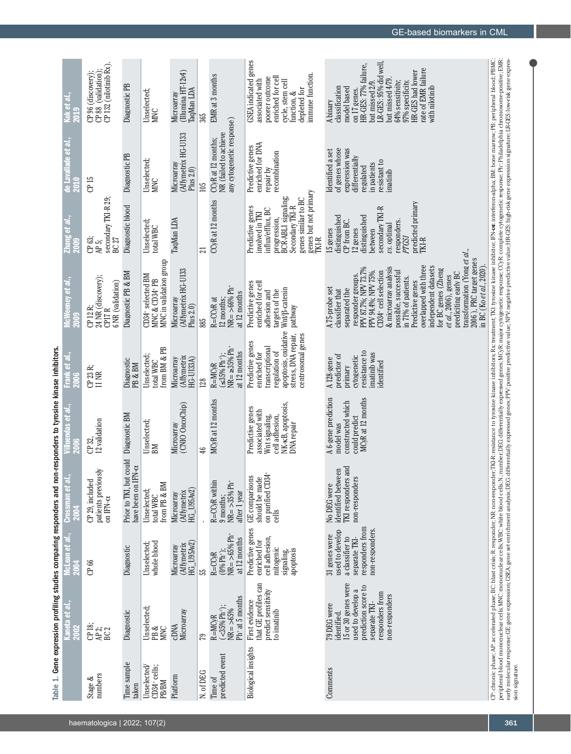Table 1. Gene expression profiling studies comparing responders and non-responders to tyrosine kinase inhibitors.

| | Kaneta *et al.*, 2002 | McLean *et al.*, 2004 | Crossman *et al.*, 2004 | Villuendas *et al.*, 2006 | Frank *et al.*, 2006 | McWeeney *et al.*, 2009 | Zhang *et al.*, 2009 | de Lavallade *et al.*, 2010 | Kok *et al.*, 2019 |
|---|---|---|---|---|---|---|---|---|---|
| Stage & numbers | CP 18; AP 2; BC 2 | CP 66 | CP 29, included patients previously on IFN-α | CP 32, 12 validation | CP 23 R; 11 NR | CP 12 R; 24 NR (discovery); CP17 R 6 NR (validation) | CP 63; AP 5; secondary TKI-R 29; BC 27 | CP 15 | CP 96 (discovery); CP 88 (validation); CP 132 (nilotinib Rx). |
| Time sample taken | Diagnostic | Diagnostic | Prior to TKI, but could have been on IFN-α | Diagnostic BM | Diagnostic PB & BM | Diagnostic PB & BM | Diagnostic blood | Diagnostic PB | Diagnostic PB |
| Unselected/ CD34⁺ cells; PB/BM | Unselected; PB & MNC | Unselected; whole blood | Unselected; total WBC from PB & BM | Unselected; BM | Unselected; total WBC from BM & PB | CD34⁺ selected BM MNC & CD34⁺ PB MNC in validation group | Unselected; total WBC | Unselected; MNC | Unselected; MNC |
| Platform | cDNA Microarray | Microarray (Affymetrix HG_U95Av2) | Microarray (Affymetrix HG_U95Av2) | Microarray (CNIO OncoChip) | Microarray (Affymetrix HG-U133A) | Microarray (Affymetrix HG-U133 Plus 2.0) | TaqMan LDA | Microarray (Affymetrix HG-U133 Plus 2.0) | Microarray (Illumina HT-12v4) TaqMan LDA |
| N. of DEG | 79 | 55 | - | 46 | 128 | 885 | 21 | 105 | 365 |
| Time of predicted event | R=MCyR (<35% Ph⁺); NR= >65% Ph⁺ at 5 months | R=CCyR (0% Ph⁺); NR= >65% Ph⁺ at 12 months | R=CCyR within 9 months; NR= ≥35% Ph⁺ after 1 year | MCyR at 12 months | R=MCyR (≤35% Ph⁺); NR= ≥35% Ph⁺ at 12 months | R=CCyR at 12 months; NR= >66% Ph⁺ at 12 months | CCyR at 12 months | CCyR at 12 months; NR (failed to achieve any cytogenetic response) | EMR at 3 months |
| Biological insights | First evidence that GE profiles can predict sensitivity to imatinib | Predictive genes enriched for cell adhesion, mitogenic signaling, apoptosis | GE comparisons should be made on purified CD34⁺ cells | Predictive genes associated with Wnt signaling, cell adhesion, NF-κB, apoptosis, DNA repair | Predictive genes enriched for transcriptional regulation of apoptosis, oxidative stress, DNA repair, centrosomal genes | Predictive genes enriched for cell adhesion and targets of the Wnt/β-catenin pathway | Predictive genes involved in TKI influx/efflux, BC progression, BCR-ABL1 signaling; Secondary TKI-R genes similar to BC genes but not primary TKI-R | Predictive genes enriched for DNA repair by recombination | GSEA indicated genes associated with poorer outcome enriched for cell cycle, stem cell function, & depleted for immune function. |
| Comments | 79 DEG were identified. 15 or 30 genes were used to develop a prediction score to separate TKI-responders from non-responders | 31 genes were used to develop a classifier to separate TKI-responders from non-responders. | No DEG were identified between TKI responders and non-responders | A 6-gene prediction model was constructed which could predict MCyR at 12 months | A 128-gene predictor of primary cytogenetic resistance to imatinib was identified | A 75-probe set classifier that separated the responder groups. PPV 87.7%; NPV 73.7% PPV 94.4%; NPV 75%. CD34⁺ cell selection & microarray analysis possible, successful in 71% of patients. Predictive genes overlapped with three independent datasets for BC genes (Zheng *et al.*, 2006), genes predicting early BC transformation (Yong *et al.*, 2006), PRC target genes in BC (Ko *et al.*, 2020). | 15 genes distinguished CP from BC. 12 genes distinguished between secondary TKI-R *vs.* optimal responders. *PTGS1* predicted primary TKI-R | Identified a set of genes whose expression was differentially regulated in patients resistant to imatinib | A binary classification model based on 17 genes. HR-GES: 77% failure, but missed 2/9. LR-GES: 95% did well, but missed 4/79. 64% sensitivity; 97% specificity. HR-GES had lower rate of EMR failure with nilotinib |

CP: chronic phase; AP: accelerated phase; BC: blast crisis; R: responder; NR: non-responder; TKI-R: resistance to tyrosine kinase inhibitors; Rx: treatment; TKI: tyrosine kinase inhibitor; IFN-α: interferon-alpha; BM: bone marrow; PB: peripheral blood; PBMC: peripheral blood mononuclear cells; MNC: mononuclear cells; WBC: white blood cells; N.: number; DEG: differentially expressed genes; MCyR: major cytogenetic response; CCyR: complete cytogenetic response; Ph: Philadelphia chromosome-positive; EMR: early molecular response; GE: gene expression; GSEA: gene set enrichment analysis; DEG: differentially expressed genes; PPV: positive predictive value; NPV: negative predictive value; HR-GES: high-risk gene expression signature; LR-GES: low-risk gene expression signature.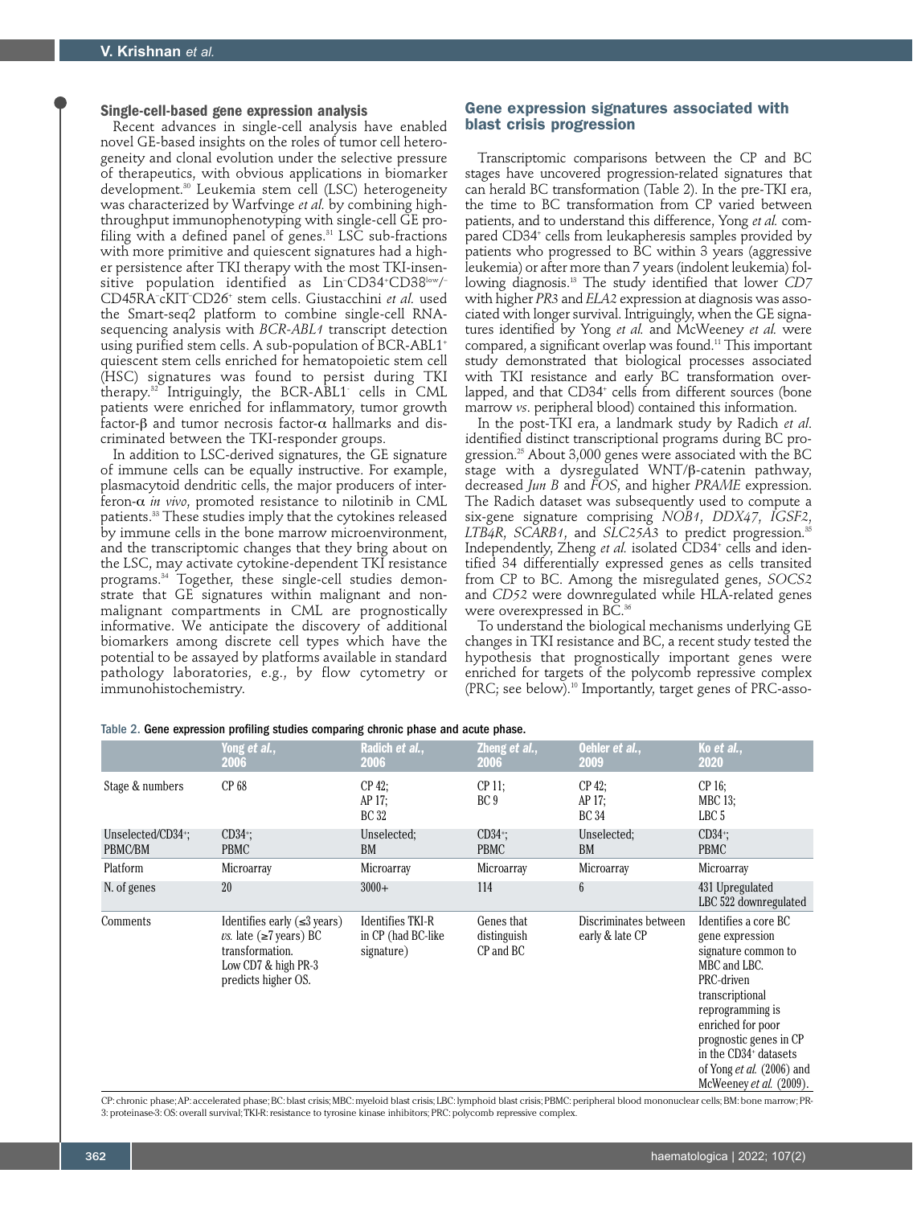### Single-cell-based gene expression analysis

Recent advances in single-cell analysis have enabled novel GE-based insights on the roles of tumor cell heterogeneity and clonal evolution under the selective pressure of therapeutics, with obvious applications in biomarker development.[30] Leukemia stem cell (LSC) heterogeneity was characterized by Warfvinge *et al.* by combining high-throughput immunophenotyping with single-cell GE profiling with a defined panel of genes.[31] LSC sub-fractions with more primitive and quiescent signatures had a higher persistence after TKI therapy with the most TKI-insensitive population identified as Lin$^-$CD34$^+$CD38$^{low/-}$ CD45RA$^-$cKIT$^-$CD26$^+$ stem cells. Giustacchini *et al.* used the Smart-seq2 platform to combine single-cell RNA-sequencing analysis with *BCR-ABL1* transcript detection using purified stem cells. A sub-population of BCR-ABL1$^+$ quiescent stem cells enriched for hematopoietic stem cell (HSC) signatures was found to persist during TKI therapy.[32] Intriguingly, the BCR-ABL1$^-$ cells in CML patients were enriched for inflammatory, tumor growth factor-β and tumor necrosis factor-α hallmarks and discriminated between the TKI-responder groups.

In addition to LSC-derived signatures, the GE signature of immune cells can be equally instructive. For example, plasmacytoid dendritic cells, the major producers of interferon-α *in vivo*, promoted resistance to nilotinib in CML patients.[33] These studies imply that the cytokines released by immune cells in the bone marrow microenvironment, and the transcriptomic changes that they bring about on the LSC, may activate cytokine-dependent TKI resistance programs.[34] Together, these single-cell studies demonstrate that GE signatures within malignant and non-malignant compartments in CML are prognostically informative. We anticipate the discovery of additional biomarkers among discrete cell types which have the potential to be assayed by platforms available in standard pathology laboratories, e.g., by flow cytometry or immunohistochemistry.

## Gene expression signatures associated with blast crisis progression

Transcriptomic comparisons between the CP and BC stages have uncovered progression-related signatures that can herald BC transformation (Table 2). In the pre-TKI era, the time to BC transformation from CP varied between patients, and to understand this difference, Yong *et al.* compared CD34$^+$ cells from leukapheresis samples provided by patients who progressed to BC within 3 years (aggressive leukemia) or after more than 7 years (indolent leukemia) following diagnosis.[13] The study identified that lower *CD7* with higher *PR3* and *ELA2* expression at diagnosis was associated with longer survival. Intriguingly, when the GE signatures identified by Yong *et al.* and McWeeney *et al.* were compared, a significant overlap was found.[11] This important study demonstrated that biological processes associated with TKI resistance and early BC transformation overlapped, and that CD34$^+$ cells from different sources (bone marrow *vs.* peripheral blood) contained this information.

In the post-TKI era, a landmark study by Radich *et al.* identified distinct transcriptional programs during BC progression.[25] About 3,000 genes were associated with the BC stage with a dysregulated WNT/β-catenin pathway, decreased *Jun B* and *FOS*, and higher *PRAME* expression. The Radich dataset was subsequently used to compute a six-gene signature comprising *NOB1*, *DDX47*, *IGSF2*, *LTB4R*, *SCARB1*, and *SLC25A3* to predict progression.[35] Independently, Zheng *et al.* isolated CD34$^+$ cells and identified 34 differentially expressed genes as cells transited from CP to BC. Among the misregulated genes, *SOCS2* and *CD52* were downregulated while HLA-related genes were overexpressed in BC.[36]

To understand the biological mechanisms underlying GE changes in TKI resistance and BC, a recent study tested the hypothesis that prognostically important genes were enriched for targets of the polycomb repressive complex (PRC; see below).[10] Importantly, target genes of PRC-asso-

Table 2. Gene expression profiling studies comparing chronic phase and acute phase.

| | Yong *et al.*, 2006 | Radich *et al.*, 2006 | Zheng *et al.*, 2006 | Oehler *et al.*, 2009 | Ko *et al.*, 2020 |
|---|---|---|---|---|---|
| Stage & numbers | CP 68 | CP 42; AP 17; BC 32 | CP 11; BC 9 | CP 42; AP 17; BC 34 | CP 16; MBC 13; LBC 5 |
| Unselected/CD34$^+$; PBMC/BM | CD34$^+$; PBMC | Unselected; BM | CD34$^+$; PBMC | Unselected; BM | CD34$^+$; PBMC |
| Platform | Microarray | Microarray | Microarray | Microarray | Microarray |
| N. of genes | 20 | 3000+ | 114 | 6 | 431 Upregulated LBC 522 downregulated |
| Comments | Identifies early (≤3 years) *vs.* late (≥7 years) BC transformation. Low CD7 & high PR-3 predicts higher OS. | Identifies TKI-R in CP (had BC-like signature) | Genes that distinguish CP and BC | Discriminates between early & late CP | Identifies a core BC gene expression signature common to MBC and LBC. PRC-driven transcriptional reprogramming is enriched for poor prognostic genes in CP in the CD34$^+$ datasets of Yong *et al.* (2006) and McWeeney *et al.* (2009). |

CP: chronic phase; AP: accelerated phase; BC: blast crisis; MBC: myeloid blast crisis; LBC: lymphoid blast crisis; PBMC: peripheral blood mononuclear cells; BM: bone marrow; PR-3: proteinase-3: OS: overall survival; TKI-R: resistance to tyrosine kinase inhibitors; PRC: polycomb repressive complex.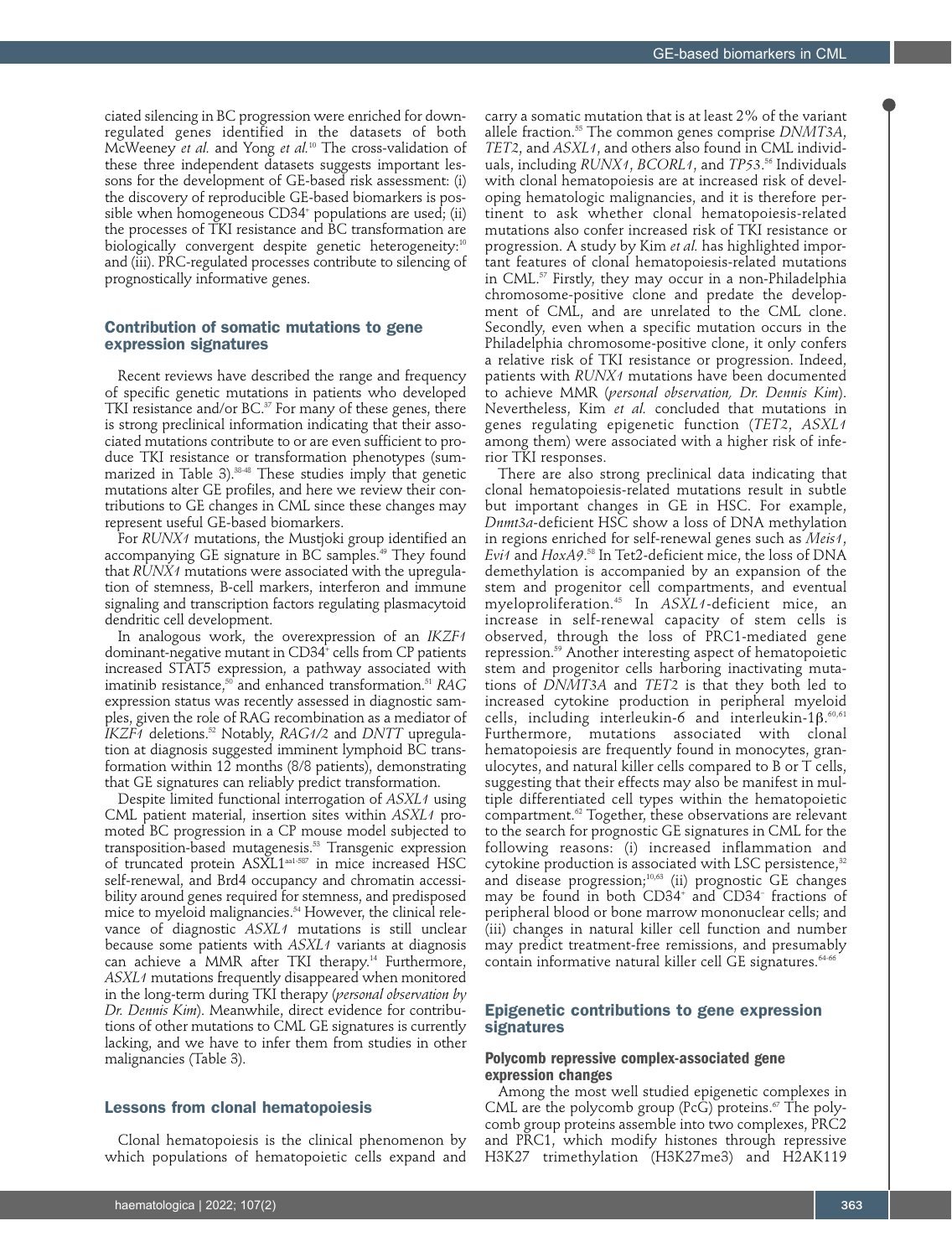ciated silencing in BC progression were enriched for downregulated genes identified in the datasets of both McWeeney *et al.* and Yong *et al.*[10] The cross-validation of these three independent datasets suggests important lessons for the development of GE-based risk assessment: (i) the discovery of reproducible GE-based biomarkers is possible when homogeneous CD34+ populations are used; (ii) the processes of TKI resistance and BC transformation are biologically convergent despite genetic heterogeneity:[10] and (iii). PRC-regulated processes contribute to silencing of prognostically informative genes.

### Contribution of somatic mutations to gene expression signatures

Recent reviews have described the range and frequency of specific genetic mutations in patients who developed TKI resistance and/or BC.[37] For many of these genes, there is strong preclinical information indicating that their associated mutations contribute to or are even sufficient to produce TKI resistance or transformation phenotypes (summarized in Table 3).[38-48] These studies imply that genetic mutations alter GE profiles, and here we review their contributions to GE changes in CML since these changes may represent useful GE-based biomarkers.

For *RUNX1* mutations, the Mustjoki group identified an accompanying GE signature in BC samples.[49] They found that *RUNX1* mutations were associated with the upregulation of stemness, B-cell markers, interferon and immune signaling and transcription factors regulating plasmacytoid dendritic cell development.

In analogous work, the overexpression of an *IKZF1* dominant-negative mutant in CD34+ cells from CP patients increased STAT5 expression, a pathway associated with imatinib resistance,[50] and enhanced transformation.[51] *RAG* expression status was recently assessed in diagnostic samples, given the role of RAG recombination as a mediator of *IKZF1* deletions.[52] Notably, *RAG1/2* and *DNTT* upregulation at diagnosis suggested imminent lymphoid BC transformation within 12 months (8/8 patients), demonstrating that GE signatures can reliably predict transformation.

Despite limited functional interrogation of *ASXL1* using CML patient material, insertion sites within *ASXL1* promoted BC progression in a CP mouse model subjected to transposition-based mutagenesis.[53] Transgenic expression of truncated protein ASXL1aa1-587 in mice increased HSC self-renewal, and Brd4 occupancy and chromatin accessibility around genes required for stemness, and predisposed mice to myeloid malignancies.[54] However, the clinical relevance of diagnostic *ASXL1* mutations is still unclear because some patients with *ASXL1* variants at diagnosis can achieve a MMR after TKI therapy.[14] Furthermore, *ASXL1* mutations frequently disappeared when monitored in the long-term during TKI therapy (*personal observation by Dr. Dennis Kim*). Meanwhile, direct evidence for contributions of other mutations to CML GE signatures is currently lacking, and we have to infer them from studies in other malignancies (Table 3).

### Lessons from clonal hematopoiesis

Clonal hematopoiesis is the clinical phenomenon by which populations of hematopoietic cells expand and carry a somatic mutation that is at least 2% of the variant allele fraction.[55] The common genes comprise *DNMT3A*, *TET2*, and *ASXL1*, and others also found in CML individuals, including *RUNX1*, *BCORL1*, and *TP53*.[56] Individuals with clonal hematopoiesis are at increased risk of developing hematologic malignancies, and it is therefore pertinent to ask whether clonal hematopoiesis-related mutations also confer increased risk of TKI resistance or progression. A study by Kim *et al.* has highlighted important features of clonal hematopoiesis-related mutations in CML.[57] Firstly, they may occur in a non-Philadelphia chromosome-positive clone and predate the development of CML, and are unrelated to the CML clone. Secondly, even when a specific mutation occurs in the Philadelphia chromosome-positive clone, it only confers a relative risk of TKI resistance or progression. Indeed, patients with *RUNX1* mutations have been documented to achieve MMR (*personal observation, Dr. Dennis Kim*). Nevertheless, Kim *et al.* concluded that mutations in genes regulating epigenetic function (*TET2*, *ASXL1* among them) were associated with a higher risk of inferior TKI responses.

There are also strong preclinical data indicating that clonal hematopoiesis-related mutations result in subtle but important changes in GE in HSC. For example, *Dnmt3a*-deficient HSC show a loss of DNA methylation in regions enriched for self-renewal genes such as *Meis1*, *Evi1* and *HoxA9*.[58] In Tet2-deficient mice, the loss of DNA demethylation is accompanied by an expansion of the stem and progenitor cell compartments, and eventual myeloproliferation.[45] In *ASXL1*-deficient mice, an increase in self-renewal capacity of stem cells is observed, through the loss of PRC1-mediated gene repression.[59] Another interesting aspect of hematopoietic stem and progenitor cells harboring inactivating mutations of *DNMT3A* and *TET2* is that they both led to increased cytokine production in peripheral myeloid cells, including interleukin-6 and interleukin-1β.[60,61] Furthermore, mutations associated with clonal hematopoiesis are frequently found in monocytes, granulocytes, and natural killer cells compared to B or T cells, suggesting that their effects may also be manifest in multiple differentiated cell types within the hematopoietic compartment.[62] Together, these observations are relevant to the search for prognostic GE signatures in CML for the following reasons: (i) increased inflammation and cytokine production is associated with LSC persistence,[32] and disease progression;[10,63] (ii) prognostic GE changes may be found in both CD34+ and CD34- fractions of peripheral blood or bone marrow mononuclear cells; and (iii) changes in natural killer cell function and number may predict treatment-free remissions, and presumably contain informative natural killer cell GE signatures.[64-66]

### Epigenetic contributions to gene expression signatures

#### Polycomb repressive complex-associated gene expression changes

Among the most well studied epigenetic complexes in CML are the polycomb group (PcG) proteins.[67] The polycomb group proteins assemble into two complexes, PRC2 and PRC1, which modify histones through repressive H3K27 trimethylation (H3K27me3) and H2AK119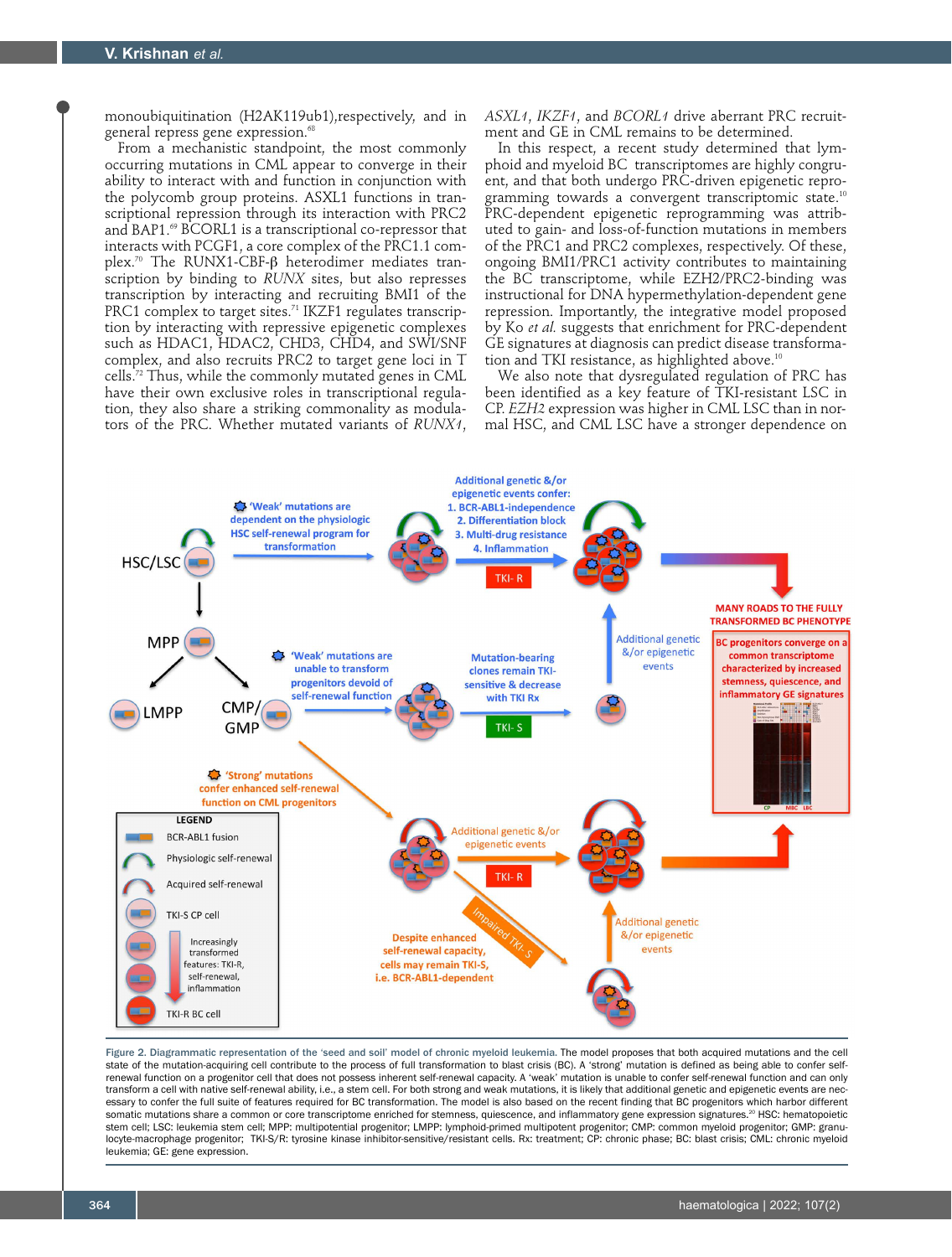monoubiquitination (H2AK119ub1),respectively, and in general repress gene expression.[68]

From a mechanistic standpoint, the most commonly occurring mutations in CML appear to converge in their ability to interact with and function in conjunction with the polycomb group proteins. ASXL1 functions in transcriptional repression through its interaction with PRC2 and BAP1.[69] BCORL1 is a transcriptional co-repressor that interacts with PCGF1, a core complex of the PRC1.1 complex.[70] The RUNX1-CBF-β heterodimer mediates transcription by binding to *RUNX* sites, but also represses transcription by interacting and recruiting BMI1 of the PRC1 complex to target sites.[71] IKZF1 regulates transcription by interacting with repressive epigenetic complexes such as HDAC1, HDAC2, CHD3, CHD4, and SWI/SNF complex, and also recruits PRC2 to target gene loci in T cells.[72] Thus, while the commonly mutated genes in CML have their own exclusive roles in transcriptional regulation, they also share a striking commonality as modulators of the PRC. Whether mutated variants of *RUNX1*, *ASXL1*, *IKZF1*, and *BCORL1* drive aberrant PRC recruitment and GE in CML remains to be determined.

In this respect, a recent study determined that lymphoid and myeloid BC transcriptomes are highly congruent, and that both undergo PRC-driven epigenetic reprogramming towards a convergent transcriptomic state.[10] PRC-dependent epigenetic reprogramming was attributed to gain- and loss-of-function mutations in members of the PRC1 and PRC2 complexes, respectively. Of these, ongoing BMI1/PRC1 activity contributes to maintaining the BC transcriptome, while EZH2/PRC2-binding was instructional for DNA hypermethylation-dependent gene repression. Importantly, the integrative model proposed by Ko *et al.* suggests that enrichment for PRC-dependent GE signatures at diagnosis can predict disease transformation and TKI resistance, as highlighted above.[10]

We also note that dysregulated regulation of PRC has been identified as a key feature of TKI-resistant LSC in CP. *EZH2* expression was higher in CML LSC than in normal HSC, and CML LSC have a stronger dependence on

Figure 2. Diagrammatic representation of the 'seed and soil' model of chronic myeloid leukemia. The model proposes that both acquired mutations and the cell state of the mutation-acquiring cell contribute to the process of full transformation to blast crisis (BC). A 'strong' mutation is defined as being able to confer self-renewal function on a progenitor cell that does not possess inherent self-renewal capacity. A 'weak' mutation is unable to confer self-renewal function and can only transform a cell with native self-renewal ability, i.e., a stem cell. For both strong and weak mutations, it is likely that additional genetic and epigenetic events are necessary to confer the full suite of features required for BC transformation. The model is also based on the recent finding that BC progenitors which harbor different somatic mutations share a common or core transcriptome enriched for stemness, quiescence, and inflammatory gene expression signatures.[20] HSC: hematopoietic stem cell; LSC: leukemia stem cell; MPP: multipotential progenitor; LMPP: lymphoid-primed multipotent progenitor; CMP: common myeloid progenitor; GMP: granulocyte-macrophage progenitor; TKI-S/R: tyrosine kinase inhibitor-sensitive/resistant cells. Rx: treatment; CP: chronic phase; BC: blast crisis; CML: chronic myeloid leukemia; GE: gene expression.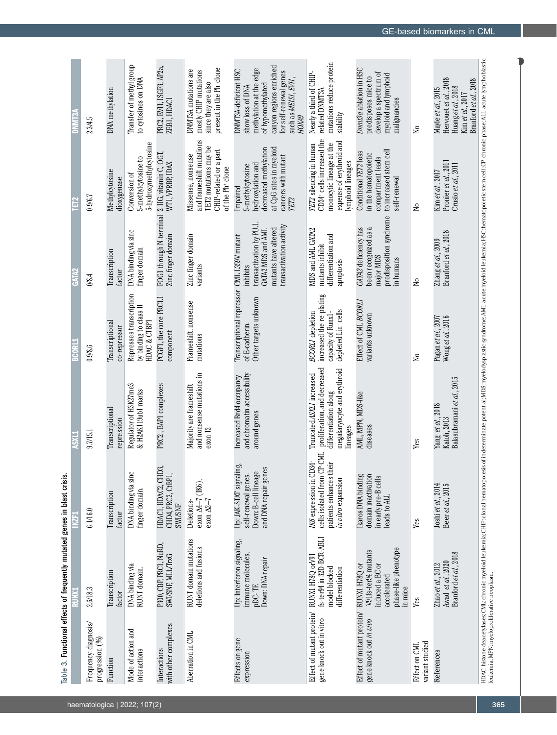Table 3. **Functional effects of frequently mutated genes in blast crisis.**

| | RUNX1 | IKZF1 | ASXL1 | BCORL1 | GATA2 | TET2 | DNMT3A |
|---|---|---|---|---|---|---|---|
| Frequency: diagnosis/ progression (%) | 2.6/18.3 | 6.1/16.0 | 9.7/15.1 | 0.9/8.6 | 0/8.4 | 0.9/6.7 | 2.3/4.5 |
| Function | Transcription factor | Transcription factor | Transcriptional repression | Transcriptional co-repressor | Transcription factor | Methylcytosine dioxygenase | DNA methylation |
| Mode of action and interactions | DNA binding via RUNT domain. | DNA binding via zinc finger domain. | Regulator of H3K27me3 & H2AK119ub1 marks | Represses transcription by binding to class II HDAC & CTBP1 | DNA binding via zinc finger domain | Conversion of 5-methylcytosine to 5-hydroxymethylcytosine | Transfer of methyl group to cytosines on DNA |
| Interactions with other complexes | P300, CBP, PRC1, NuRD, SWI/SNF, MLL/TrxG | HDAC1, HDAC2, CHD3, CHD4, PRC2, CtBP1, SWI/SNF | PRC2, BAP1 complexes | PCGF1, the core PRC1.1 component | FOG1 through N-terminal Zinc finger domain | 2-HG, vitamin C, OGT, WT1, VPRBP, IDAX | PRC2, EVI1, ISGF3, AP2a, ZEB1, HDAC1 |
| Aberration in CML | RUNT domain mutations deletions and fusions | Deletions-exon Δ4–7 (IK6), exon Δ2–7 | Majority are frameshift and nonsense mutations in exon 12 | Frameshift, nonsense mutations | Zinc finger domain variants | Missense, nonsense and frameshift mutations TET2 mutations may be CHIP-related or a part of the Ph⁻ clone | DNMT3A mutations are mostly CHIP mutations since they are also present in the Ph⁻ clone |
| Effects on gene expression | Up: Interferon signaling, immune molecules, pDC-TF. Down: DNA repair | Up: JAK-STAT signaling, self-renewal genes. Down: B-cell lineage and DNA repair genes | Increased Brd4 occupancy and chromatin accessibility around genes | Transcriptional repressor of E-cadherin. Other targets unknown | CML L359V mutant inhibits transactivation by PU.1. GATA2 MDS and AML mutants have altered transactivation activity | Impaired 5-methylcytosine hydroxylation and decreased methylation at CpG sites in myeloid cancers with mutant *TET2* | DNMT3A-deficient HSC show loss of DNA methylation at the edge of hypomethylated canyon regions enriched for self-renewal genes such as *MEIS1*, *EVI1*, *HOXA9* |
| Effect of mutant protein/ gene knock out in vitro | RUNX1 H78Q orV91 fs-ter94 in 32D-BCR-ABL1 model blocked differentiation | *IK6* expression in CD34⁺ cells isolated from CP-CML patients enhances their *in vitro* expansion | Truncated *ASXL1* increased proliferation, and decreased differentiation along megakaryocyte and erythroid lineages | *BCORL1* depletion increased the re-plating capacity of Runx1-depleted Lin⁻ cells | MDS and AML GATA2 mutants inhibit differentiation and apoptosis | *TET2* silencing in human CD34⁺ cells increased the monocytic lineage at the expense of erythroid and lymphoid lineages | Nearly a third of CHIP-related DNMT3A mutations reduce protein stability |
| Effect of mutant protein/ gene knock out *in vivo* | RUNX1 H78Q or V91fs-ter94 mutants induced a BC or accelerated phase-like phenotype in mice | Ikaros DNA binding domain inactivation in early pre-B cells leads to ALL | AML, MPN, MDS-like diseases | Effect of CML *BCORL1* variants unknown | *GATA2* deficiency has been recognized as a major MDS predisposition syndrome in humans | Conditional *TET2* loss in the hematopoietic compartment leads to increased stem cell self-renewal | *Dnmt3a* ablation in HSC predisposes mice to develop a spectrum of myeloid and lymphoid malignancies |
| Effect on CML variant studied | Yes | Yes | Yes | No | No | No | No |
| References | Zhao *et al.*, 2012 Awad *et al.*, 2020 Branford *et al.*, 2018 | Joshi *et al.*, 2014 Beer *et al.*, 2015 | Yang *et al.*, 2018 Katoh, 2013 Balasubramani *et al.*, 2015 | Pagan *et al.*, 2007 Wong *et al.*, 2016 | Zhang *et al.*, 2009 Branford *et al.*, 2018 | Kim *et al.*, 2017 Pronier *et al.*, 2011 Crusio *et al.*, 2011 | Mayle *et al.*, 2015 Hervouet *et al.*, 2018 Huang *et al.*, 2018 Kim *et al.*, 2017 Branford *et al.*, 2018 |

HDAC: histone deacetylases; CML: chronic myeloid leukemia; CHIP: clonal hematopoiesis of indeterminate potential; MDS: myelodysplastic syndrome; AML: acute myeloid leukemia; HSC: hematopoietic stem cell; CP: chronic phase; ALL: acute lymphoblastic leukemia; MPN: myeloproliferative neoplasm.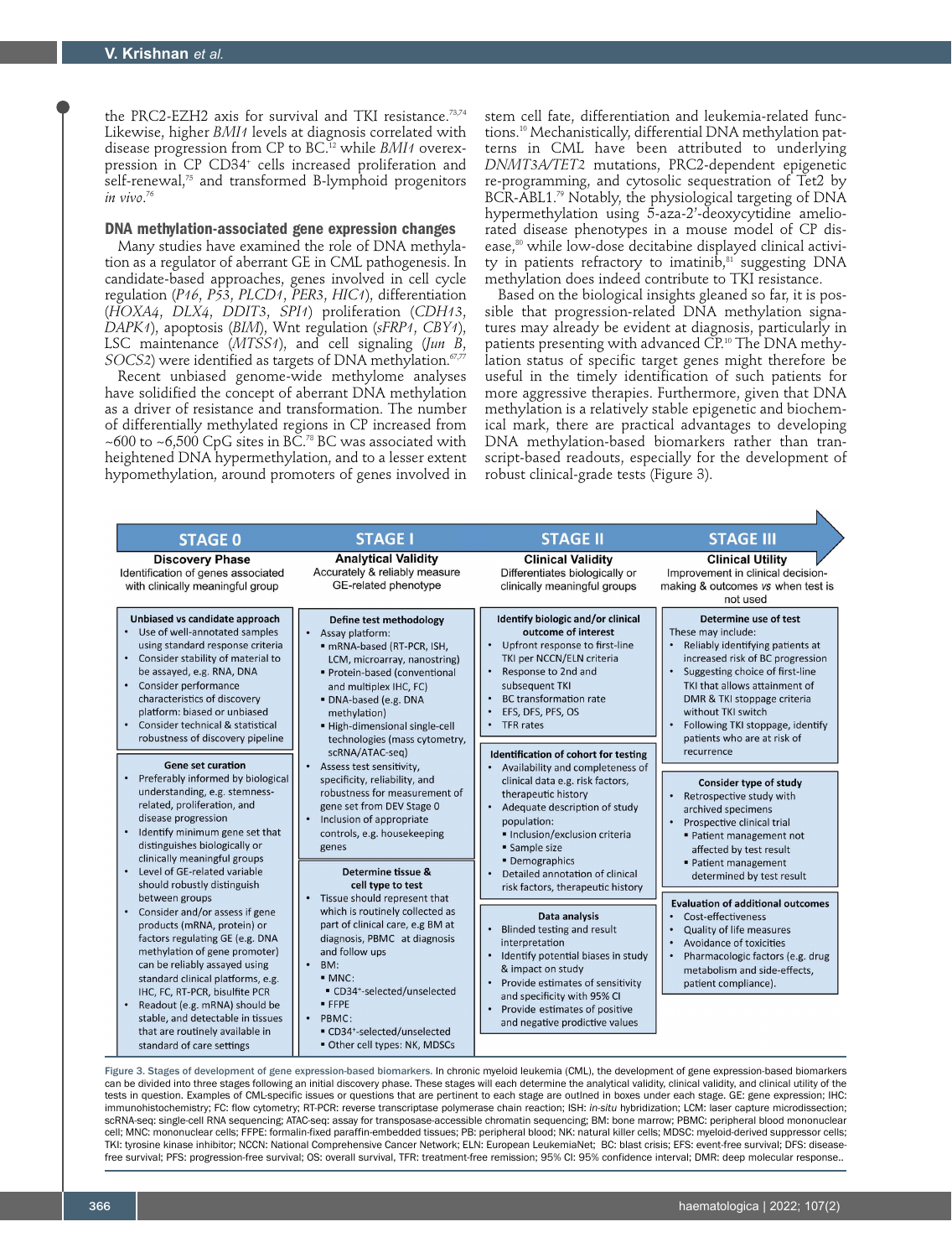the PRC2-EZH2 axis for survival and TKI resistance.[73,74] Likewise, higher *BMI1* levels at diagnosis correlated with disease progression from CP to BC.[12] while *BMI1* overexpression in CP CD34+ cells increased proliferation and self-renewal,[75] and transformed B-lymphoid progenitors *in vivo*.[76]

## DNA methylation-associated gene expression changes

Many studies have examined the role of DNA methylation as a regulator of aberrant GE in CML pathogenesis. In candidate-based approaches, genes involved in cell cycle regulation (*P16, P53, PLCD1, PER3, HIC1*), differentiation (*HOXA4, DLX4, DDIT3, SPI1*) proliferation (*CDH13, DAPK1*), apoptosis (*BIM*), Wnt regulation (*sFRP1, CBY1*), LSC maintenance (*MTSS1*), and cell signaling (*Jun B, SOCS2*) were identified as targets of DNA methylation.[67,77]

Recent unbiased genome-wide methylome analyses have solidified the concept of aberrant DNA methylation as a driver of resistance and transformation. The number of differentially methylated regions in CP increased from ~600 to ~6,500 CpG sites in BC.[78] BC was associated with heightened DNA hypermethylation, and to a lesser extent hypomethylation, around promoters of genes involved in stem cell fate, differentiation and leukemia-related functions.[10] Mechanistically, differential DNA methylation patterns in CML have been attributed to underlying *DNMT3A/TET2* mutations, PRC2-dependent epigenetic re-programming, and cytosolic sequestration of Tet2 by BCR-ABL1.[79] Notably, the physiological targeting of DNA hypermethylation using 5-aza-2'-deoxycytidine ameliorated disease phenotypes in a mouse model of CP disease,[80] while low-dose decitabine displayed clinical activity in patients refractory to imatinib,[81] suggesting DNA methylation does indeed contribute to TKI resistance.

Based on the biological insights gleaned so far, it is possible that progression-related DNA methylation signatures may already be evident at diagnosis, particularly in patients presenting with advanced CP.[10] The DNA methylation status of specific target genes might therefore be useful in the timely identification of such patients for more aggressive therapies. Furthermore, given that DNA methylation is a relatively stable epigenetic and biochemical mark, there are practical advantages to developing DNA methylation-based biomarkers rather than transcript-based readouts, especially for the development of robust clinical-grade tests (Figure 3).

| STAGE 0 | STAGE I | STAGE II | STAGE III |
|---|---|---|---|
| **Discovery Phase**<br>Identification of genes associated with clinically meaningful group | **Analytical Validity**<br>Accurately & reliably measure GE-related phenotype | **Clinical Validity**<br>Differentiates biologically or clinically meaningful groups | **Clinical Utility**<br>Improvement in clinical decision-making & outcomes *vs* when test is not used |
| **Unbiased vs candidate approach**<br>• Use of well-annotated samples using standard response criteria<br>• Consider stability of material to be assayed, e.g. RNA, DNA<br>• Consider performance characteristics of discovery platform: biased or unbiased<br>• Consider technical & statistical robustness of discovery pipeline | **Define test methodology**<br>• Assay platform:<br>▪ mRNA-based (RT-PCR, ISH, LCM, microarray, nanostring)<br>▪ Protein-based (conventional and multiplex IHC, FC)<br>▪ DNA-based (e.g. DNA methylation)<br>▪ High-dimensional single-cell technologies (mass cytometry, scRNA/ATAC-seq)<br>• Assess test sensitivity, specificity, reliability, and robustness for measurement of gene set from DEV Stage 0<br>• Inclusion of appropriate controls, e.g. housekeeping genes | **Identify biologic and/or clinical outcome of interest**<br>• Upfront response to first-line TKI per NCCN/ELN criteria<br>• Response to 2nd and subsequent TKI<br>• BC transformation rate<br>• EFS, DFS, PFS, OS<br>• TFR rates | **Determine use of test**<br>These may include:<br>• Reliably identifying patients at increased risk of BC progression<br>• Suggesting choice of first-line TKI that allows attainment of DMR & TKI stoppage criteria without TKI switch<br>• Following TKI stoppage, identify patients who are at risk of recurrence |
| **Gene set curation**<br>• Preferably informed by biological understanding, e.g. stemness-related, proliferation, and disease progression<br>• Identify minimum gene set that distinguishes biologically or clinically meaningful groups<br>• Level of GE-related variable should robustly distinguish between groups<br>• Consider and/or assess if gene products (mRNA, protein) or factors regulating GE (e.g. DNA methylation of gene promoter) can be reliably assayed using standard clinical platforms, e.g. IHC, FC, RT-PCR, bisulfite PCR<br>• Readout (e.g. mRNA) should be stable, and detectable in tissues that are routinely available in standard of care settings | **Determine tissue & cell type to test**<br>• Tissue should represent that which is routinely collected as part of clinical care, e.g BM at diagnosis, PBMC at diagnosis and follow ups<br>• BM:<br>▪ MNC:<br>▪ CD34+-selected/unselected<br>▪ FFPE<br>• PBMC:<br>▪ CD34+-selected/unselected<br>▪ Other cell types: NK, MDSCs | **Identification of cohort for testing**<br>• Availability and completeness of clinical data e.g. risk factors, therapeutic history<br>• Adequate description of study population:<br>▪ Inclusion/exclusion criteria<br>▪ Sample size<br>▪ Demographics<br>• Detailed annotation of clinical risk factors, therapeutic history<br><br>**Data analysis**<br>• Blinded testing and result interpretation<br>• Identify potential biases in study & impact on study<br>• Provide estimates of sensitivity and specificity with 95% CI<br>• Provide estimates of positive and negative predictive values | **Consider type of study**<br>• Retrospective study with archived specimens<br>• Prospective clinical trial<br>▪ Patient management not affected by test result<br>▪ Patient management determined by test result<br><br>**Evaluation of additional outcomes**<br>• Cost-effectiveness<br>• Quality of life measures<br>• Avoidance of toxicities<br>• Pharmacologic factors (e.g. drug metabolism and side-effects, patient compliance). |

Figure 3. Stages of development of gene expression-based biomarkers. In chronic myeloid leukemia (CML), the development of gene expression-based biomarkers can be divided into three stages following an initial discovery phase. These stages will each determine the analytical validity, clinical validity, and clinical utility of the tests in question. Examples of CML-specific issues or questions that are pertinent to each stage are outlned in boxes under each stage. GE: gene expression; IHC: immunohistochemistry; FC: flow cytometry; RT-PCR: reverse transcriptase polymerase chain reaction; ISH: *in-situ* hybridization; LCM: laser capture microdissection; scRNA-seq: single-cell RNA sequencing; ATAC-seq: assay for transposase-accessible chromatin sequencing; BM: bone marrow; PBMC: peripheral blood mononuclear cell; MNC: mononuclear cells; FFPE: formalin-fixed paraffin-embedded tissues; PB: peripheral blood; NK: natural killer cells; MDSC: myeloid-derived suppressor cells; TKI: tyrosine kinase inhibitor; NCCN: National Comprehensive Cancer Network; ELN: European LeukemiaNet; BC: blast crisis; EFS: event-free survival; DFS: disease-free survival; PFS: progression-free survival; OS: overall survival, TFR: treatment-free remission; 95% CI: 95% confidence interval; DMR: deep molecular response..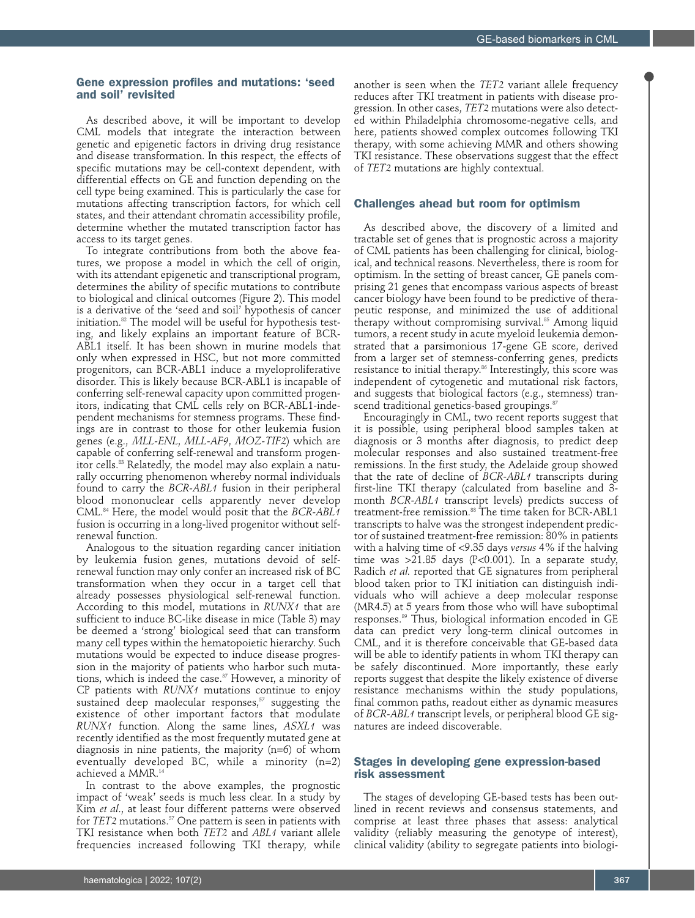## Gene expression profiles and mutations: 'seed and soil' revisited

As described above, it will be important to develop CML models that integrate the interaction between genetic and epigenetic factors in driving drug resistance and disease transformation. In this respect, the effects of specific mutations may be cell-context dependent, with differential effects on GE and function depending on the cell type being examined. This is particularly the case for mutations affecting transcription factors, for which cell states, and their attendant chromatin accessibility profile, determine whether the mutated transcription factor has access to its target genes.

To integrate contributions from both the above features, we propose a model in which the cell of origin, with its attendant epigenetic and transcriptional program, determines the ability of specific mutations to contribute to biological and clinical outcomes (Figure 2). This model is a derivative of the 'seed and soil' hypothesis of cancer initiation.[82] The model will be useful for hypothesis testing, and likely explains an important feature of BCR-ABL1 itself. It has been shown in murine models that only when expressed in HSC, but not more committed progenitors, can BCR-ABL1 induce a myeloproliferative disorder. This is likely because BCR-ABL1 is incapable of conferring self-renewal capacity upon committed progenitors, indicating that CML cells rely on BCR-ABL1-independent mechanisms for stemness programs. These findings are in contrast to those for other leukemia fusion genes (e.g., *MLL-ENL*, *MLL-AF9*, *MOZ-TIF2*) which are capable of conferring self-renewal and transform progenitor cells.[83] Relatedly, the model may also explain a naturally occurring phenomenon whereby normal individuals found to carry the *BCR-ABL1* fusion in their peripheral blood mononuclear cells apparently never develop CML.[84] Here, the model would posit that the *BCR-ABL1* fusion is occurring in a long-lived progenitor without self-renewal function.

Analogous to the situation regarding cancer initiation by leukemia fusion genes, mutations devoid of self-renewal function may only confer an increased risk of BC transformation when they occur in a target cell that already possesses physiological self-renewal function. According to this model, mutations in *RUNX1* that are sufficient to induce BC-like disease in mice (Table 3) may be deemed a 'strong' biological seed that can transform many cell types within the hematopoietic hierarchy. Such mutations would be expected to induce disease progression in the majority of patients who harbor such mutations, which is indeed the case.[37] However, a minority of CP patients with *RUNX1* mutations continue to enjoy sustained deep maolecular responses,[57] suggesting the existence of other important factors that modulate *RUNX1* function. Along the same lines, *ASXL1* was recently identified as the most frequently mutated gene at diagnosis in nine patients, the majority (n=6) of whom eventually developed BC, while a minority (n=2) achieved a MMR.[14]

In contrast to the above examples, the prognostic impact of 'weak' seeds is much less clear. In a study by Kim *et al*., at least four different patterns were observed for *TET2* mutations.[57] One pattern is seen in patients with TKI resistance when both *TET2* and *ABL1* variant allele frequencies increased following TKI therapy, while another is seen when the *TET2* variant allele frequency reduces after TKI treatment in patients with disease progression. In other cases, *TET2* mutations were also detected within Philadelphia chromosome-negative cells, and here, patients showed complex outcomes following TKI therapy, with some achieving MMR and others showing TKI resistance. These observations suggest that the effect of *TET2* mutations are highly contextual.

## Challenges ahead but room for optimism

As described above, the discovery of a limited and tractable set of genes that is prognostic across a majority of CML patients has been challenging for clinical, biological, and technical reasons. Nevertheless, there is room for optimism. In the setting of breast cancer, GE panels comprising 21 genes that encompass various aspects of breast cancer biology have been found to be predictive of therapeutic response, and minimized the use of additional therapy without compromising survival.[85] Among liquid tumors, a recent study in acute myeloid leukemia demonstrated that a parsimonious 17-gene GE score, derived from a larger set of stemness-conferring genes, predicts resistance to initial therapy.[86] Interestingly, this score was independent of cytogenetic and mutational risk factors, and suggests that biological factors (e.g., stemness) transcend traditional genetics-based groupings.[87]

Encouragingly in CML, two recent reports suggest that it is possible, using peripheral blood samples taken at diagnosis or 3 months after diagnosis, to predict deep molecular responses and also sustained treatment-free remissions. In the first study, the Adelaide group showed that the rate of decline of *BCR-ABL1* transcripts during first-line TKI therapy (calculated from baseline and 3-month *BCR-ABL1* transcript levels) predicts success of treatment-free remission.[88] The time taken for BCR-ABL1 transcripts to halve was the strongest independent predictor of sustained treatment-free remission: 80% in patients with a halving time of <9.35 days *versus* 4% if the halving time was >21.85 days ($P<0.001$). In a separate study, Radich *et al.* reported that GE signatures from peripheral blood taken prior to TKI initiation can distinguish individuals who will achieve a deep molecular response (MR4.5) at 5 years from those who will have suboptimal responses.[89] Thus, biological information encoded in GE data can predict very long-term clinical outcomes in CML, and it is therefore conceivable that GE-based data will be able to identify patients in whom TKI therapy can be safely discontinued. More importantly, these early reports suggest that despite the likely existence of diverse resistance mechanisms within the study populations, final common paths, readout either as dynamic measures of *BCR-ABL1* transcript levels, or peripheral blood GE signatures are indeed discoverable.

## Stages in developing gene expression-based risk assessment

The stages of developing GE-based tests has been outlined in recent reviews and consensus statements, and comprise at least three phases that assess: analytical validity (reliably measuring the genotype of interest), clinical validity (ability to segregate patients into biologi-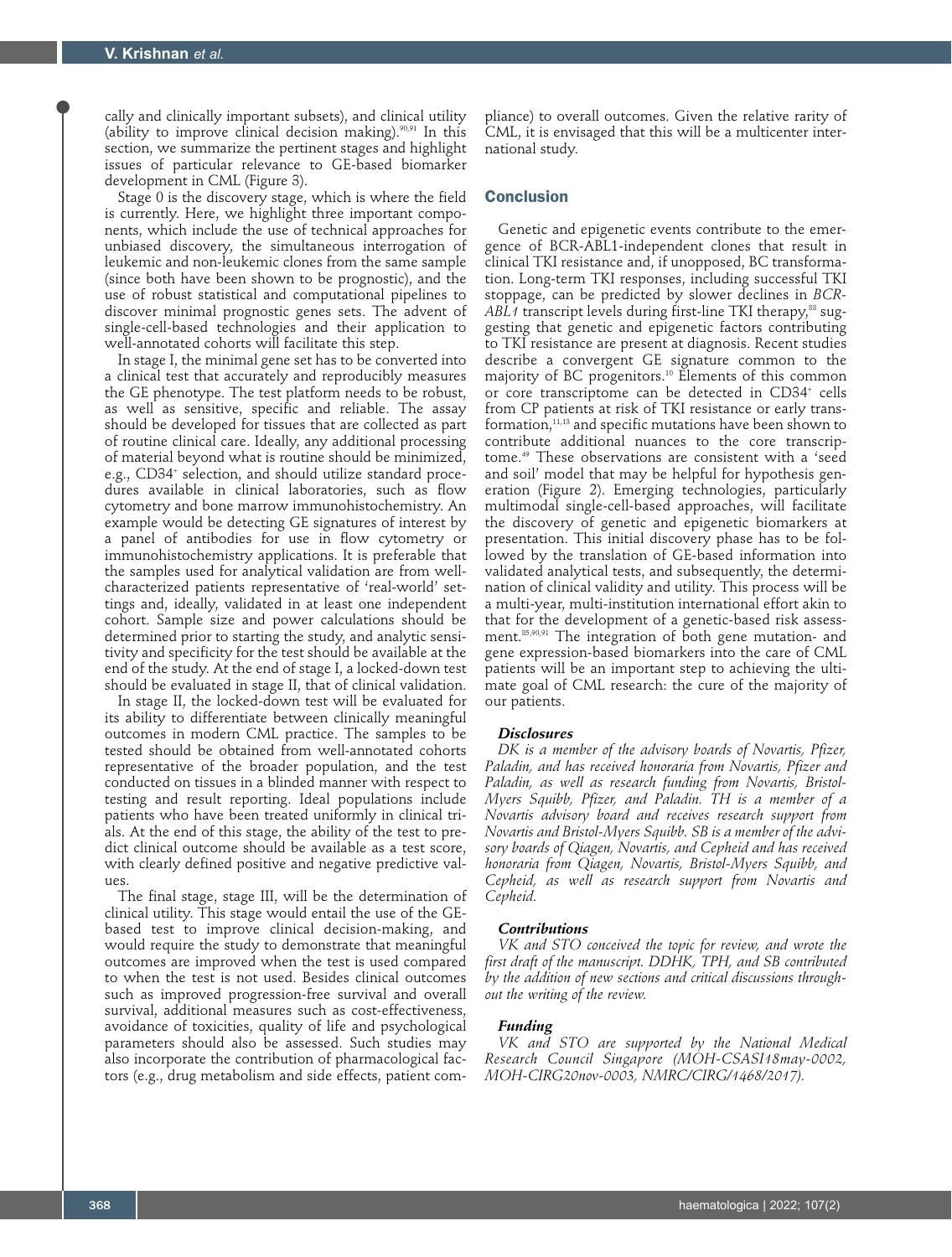cally and clinically important subsets), and clinical utility (ability to improve clinical decision making).[90,91] In this section, we summarize the pertinent stages and highlight issues of particular relevance to GE-based biomarker development in CML (Figure 3).

Stage 0 is the discovery stage, which is where the field is currently. Here, we highlight three important components, which include the use of technical approaches for unbiased discovery, the simultaneous interrogation of leukemic and non-leukemic clones from the same sample (since both have been shown to be prognostic), and the use of robust statistical and computational pipelines to discover minimal prognostic genes sets. The advent of single-cell-based technologies and their application to well-annotated cohorts will facilitate this step.

In stage I, the minimal gene set has to be converted into a clinical test that accurately and reproducibly measures the GE phenotype. The test platform needs to be robust, as well as sensitive, specific and reliable. The assay should be developed for tissues that are collected as part of routine clinical care. Ideally, any additional processing of material beyond what is routine should be minimized, e.g., CD34+ selection, and should utilize standard procedures available in clinical laboratories, such as flow cytometry and bone marrow immunohistochemistry. An example would be detecting GE signatures of interest by a panel of antibodies for use in flow cytometry or immunohistochemistry applications. It is preferable that the samples used for analytical validation are from well-characterized patients representative of 'real-world' settings and, ideally, validated in at least one independent cohort. Sample size and power calculations should be determined prior to starting the study, and analytic sensitivity and specificity for the test should be available at the end of the study. At the end of stage I, a locked-down test should be evaluated in stage II, that of clinical validation.

In stage II, the locked-down test will be evaluated for its ability to differentiate between clinically meaningful outcomes in modern CML practice. The samples to be tested should be obtained from well-annotated cohorts representative of the broader population, and the test conducted on tissues in a blinded manner with respect to testing and result reporting. Ideal populations include patients who have been treated uniformly in clinical trials. At the end of this stage, the ability of the test to predict clinical outcome should be available as a test score, with clearly defined positive and negative predictive values.

The final stage, stage III, will be the determination of clinical utility. This stage would entail the use of the GE-based test to improve clinical decision-making, and would require the study to demonstrate that meaningful outcomes are improved when the test is used compared to when the test is not used. Besides clinical outcomes such as improved progression-free survival and overall survival, additional measures such as cost-effectiveness, avoidance of toxicities, quality of life and psychological parameters should also be assessed. Such studies may also incorporate the contribution of pharmacological factors (e.g., drug metabolism and side effects, patient compliance) to overall outcomes. Given the relative rarity of CML, it is envisaged that this will be a multicenter international study.

## Conclusion

Genetic and epigenetic events contribute to the emergence of BCR-ABL1-independent clones that result in clinical TKI resistance and, if unopposed, BC transformation. Long-term TKI responses, including successful TKI stoppage, can be predicted by slower declines in *BCR-ABL1* transcript levels during first-line TKI therapy,[88] suggesting that genetic and epigenetic factors contributing to TKI resistance are present at diagnosis. Recent studies describe a convergent GE signature common to the majority of BC progenitors.[10] Elements of this common or core transcriptome can be detected in CD34+ cells from CP patients at risk of TKI resistance or early transformation,[11,13] and specific mutations have been shown to contribute additional nuances to the core transcriptome.[49] These observations are consistent with a 'seed and soil' model that may be helpful for hypothesis generation (Figure 2). Emerging technologies, particularly multimodal single-cell-based approaches, will facilitate the discovery of genetic and epigenetic biomarkers at presentation. This initial discovery phase has to be followed by the translation of GE-based information into validated analytical tests, and subsequently, the determination of clinical validity and utility. This process will be a multi-year, multi-institution international effort akin to that for the development of a genetic-based risk assessment.[85,90,91] The integration of both gene mutation- and gene expression-based biomarkers into the care of CML patients will be an important step to achieving the ultimate goal of CML research: the cure of the majority of our patients.

#### Disclosures

*DK is a member of the advisory boards of Novartis, Pfizer, Paladin, and has received honoraria from Novartis, Pfizer and Paladin, as well as research funding from Novartis, Bristol-Myers Squibb, Pfizer, and Paladin. TH is a member of a Novartis advisory board and receives research support from Novartis and Bristol-Myers Squibb. SB is a member of the advisory boards of Qiagen, Novartis, and Cepheid and has received honoraria from Qiagen, Novartis, Bristol-Myers Squibb, and Cepheid, as well as research support from Novartis and Cepheid.*

#### Contributions

*VK and STO conceived the topic for review, and wrote the first draft of the manuscript. DDHK, TPH, and SB contributed by the addition of new sections and critical discussions throughout the writing of the review.*

#### Funding

*VK and STO are supported by the National Medical Research Council Singapore (MOH-CSASI18may-0002, MOH-CIRG20nov-0003, NMRC/CIRG/1468/2017).*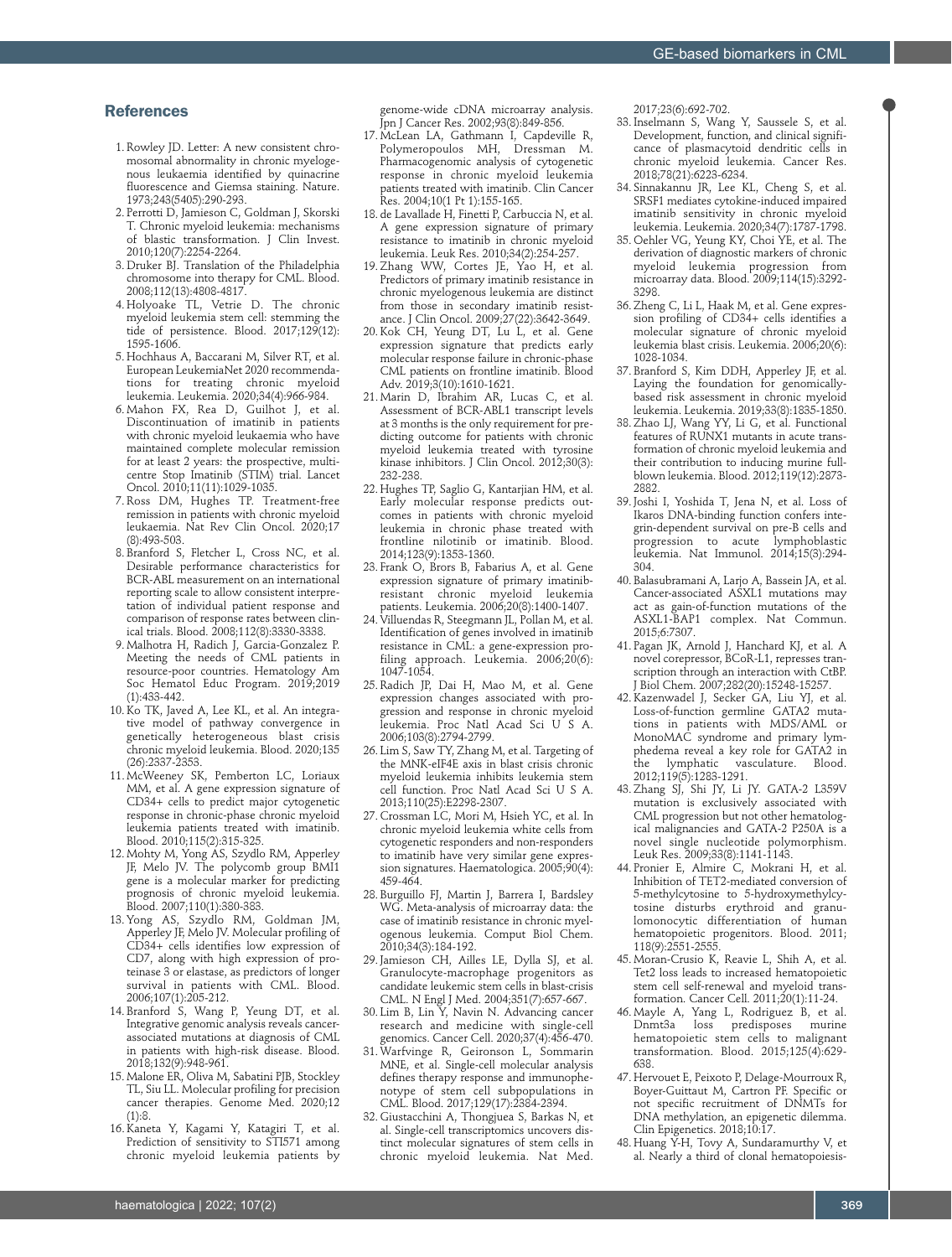## References

1. Rowley JD. Letter: A new consistent chromosomal abnormality in chronic myelogenous leukaemia identified by quinacrine fluorescence and Giemsa staining. Nature. 1973;243(5405):290-293.
2. Perrotti D, Jamieson C, Goldman J, Skorski T. Chronic myeloid leukemia: mechanisms of blastic transformation. J Clin Invest. 2010;120(7):2254-2264.
3. Druker BJ. Translation of the Philadelphia chromosome into therapy for CML. Blood. 2008;112(13):4808-4817.
4. Holyoake TL, Vetrie D. The chronic myeloid leukemia stem cell: stemming the tide of persistence. Blood. 2017;129(12): 1595-1606.
5. Hochhaus A, Baccarani M, Silver RT, et al. European LeukemiaNet 2020 recommendations for treating chronic myeloid leukemia. Leukemia. 2020;34(4):966-984.
6. Mahon FX, Rea D, Guilhot J, et al. Discontinuation of imatinib in patients with chronic myeloid leukaemia who have maintained complete molecular remission for at least 2 years: the prospective, multicentre Stop Imatinib (STIM) trial. Lancet Oncol. 2010;11(11):1029-1035.
7. Ross DM, Hughes TP. Treatment-free remission in patients with chronic myeloid leukaemia. Nat Rev Clin Oncol. 2020;17 (8):493-503.
8. Branford S, Fletcher L, Cross NC, et al. Desirable performance characteristics for BCR-ABL measurement on an international reporting scale to allow consistent interpretation of individual patient response and comparison of response rates between clinical trials. Blood. 2008;112(8):3330-3338.
9. Malhotra H, Radich J, Garcia-Gonzalez P. Meeting the needs of CML patients in resource-poor countries. Hematology Am Soc Hematol Educ Program. 2019;2019 (1):433-442.
10. Ko TK, Javed A, Lee KL, et al. An integrative model of pathway convergence in genetically heterogeneous blast crisis chronic myeloid leukemia. Blood. 2020;135 (26):2337-2353.
11. McWeeney SK, Pemberton LC, Loriaux MM, et al. A gene expression signature of CD34+ cells to predict major cytogenetic response in chronic-phase chronic myeloid leukemia patients treated with imatinib. Blood. 2010;115(2):315-325.
12. Mohty M, Yong AS, Szydlo RM, Apperley JF, Melo JV. The polycomb group BMI1 gene is a molecular marker for predicting prognosis of chronic myeloid leukemia. Blood. 2007;110(1):380-383.
13. Yong AS, Szydlo RM, Goldman JM, Apperley JF, Melo JV. Molecular profiling of CD34+ cells identifies low expression of CD7, along with high expression of proteinase 3 or elastase, as predictors of longer survival in patients with CML. Blood. 2006;107(1):205-212.
14. Branford S, Wang P, Yeung DT, et al. Integrative genomic analysis reveals cancer-associated mutations at diagnosis of CML in patients with high-risk disease. Blood. 2018;132(9):948-961.
15. Malone ER, Oliva M, Sabatini PJB, Stockley TL, Siu LL. Molecular profiling for precision cancer therapies. Genome Med. 2020;12 (1):8.
16. Kaneta Y, Kagami Y, Katagiri T, et al. Prediction of sensitivity to STI571 among chronic myeloid leukemia patients by genome-wide cDNA microarray analysis. Jpn J Cancer Res. 2002;93(8):849-856.
17. McLean LA, Gathmann I, Capdeville R, Polymeropoulos MH, Dressman M. Pharmacogenomic analysis of cytogenetic response in chronic myeloid leukemia patients treated with imatinib. Clin Cancer Res. 2004;10(1 Pt 1):155-165.
18. de Lavallade H, Finetti P, Carbuccia N, et al. A gene expression signature of primary resistance to imatinib in chronic myeloid leukemia. Leuk Res. 2010;34(2):254-257.
19. Zhang WW, Cortes JE, Yao H, et al. Predictors of primary imatinib resistance in chronic myelogenous leukemia are distinct from those in secondary imatinib resistance. J Clin Oncol. 2009;27(22):3642-3649.
20. Kok CH, Yeung DT, Lu L, et al. Gene expression signature that predicts early molecular response failure in chronic-phase CML patients on frontline imatinib. Blood Adv. 2019;3(10):1610-1621.
21. Marin D, Ibrahim AR, Lucas C, et al. Assessment of BCR-ABL1 transcript levels at 3 months is the only requirement for predicting outcome for patients with chronic myeloid leukemia treated with tyrosine kinase inhibitors. J Clin Oncol. 2012;30(3): 232-238.
22. Hughes TP, Saglio G, Kantarjian HM, et al. Early molecular response predicts outcomes in patients with chronic myeloid leukemia in chronic phase treated with frontline nilotinib or imatinib. Blood. 2014;123(9):1353-1360.
23. Frank O, Brors B, Fabarius A, et al. Gene expression signature of primary imatinib-resistant chronic myeloid leukemia patients. Leukemia. 2006;20(8):1400-1407.
24. Villuendas R, Steegmann JL, Pollan M, et al. Identification of genes involved in imatinib resistance in CML: a gene-expression profiling approach. Leukemia. 2006;20(6): 1047-1054.
25. Radich JP, Dai H, Mao M, et al. Gene expression changes associated with progression and response in chronic myeloid leukemia. Proc Natl Acad Sci U S A. 2006;103(8):2794-2799.
26. Lim S, Saw TY, Zhang M, et al. Targeting of the MNK-eIF4E axis in blast crisis chronic myeloid leukemia inhibits leukemia stem cell function. Proc Natl Acad Sci U S A. 2013;110(25):E2298-2307.
27. Crossman LC, Mori M, Hsieh YC, et al. In chronic myeloid leukemia white cells from cytogenetic responders and non-responders to imatinib have very similar gene expression signatures. Haematologica. 2005;90(4): 459-464.
28. Burguillo FJ, Martin J, Barrera I, Bardsley WG. Meta-analysis of microarray data: the case of imatinib resistance in chronic myelogenous leukemia. Comput Biol Chem. 2010;34(3):184-192.
29. Jamieson CH, Ailles LE, Dylla SJ, et al. Granulocyte-macrophage progenitors as candidate leukemic stem cells in blast-crisis CML. N Engl J Med. 2004;351(7):657-667.
30. Lim B, Lin Y, Navin N. Advancing cancer research and medicine with single-cell genomics. Cancer Cell. 2020;37(4):456-470.
31. Warfvinge R, Geironson L, Sommarin MNE, et al. Single-cell molecular analysis defines therapy response and immunophenotype of stem cell subpopulations in CML. Blood. 2017;129(17):2384-2394.
32. Giustacchini A, Thongjuea S, Barkas N, et al. Single-cell transcriptomics uncovers distinct molecular signatures of stem cells in chronic myeloid leukemia. Nat Med. 2017;23(6):692-702.
33. Inselmann S, Wang Y, Saussele S, et al. Development, function, and clinical significance of plasmacytoid dendritic cells in chronic myeloid leukemia. Cancer Res. 2018;78(21):6223-6234.
34. Sinnakannu JR, Lee KL, Cheng S, et al. SRSF1 mediates cytokine-induced impaired imatinib sensitivity in chronic myeloid leukemia. Leukemia. 2020;34(7):1787-1798.
35. Oehler VG, Yeung KY, Choi YE, et al. The derivation of diagnostic markers of chronic myeloid leukemia progression from microarray data. Blood. 2009;114(15):3292-3298.
36. Zheng C, Li L, Haak M, et al. Gene expression profiling of CD34+ cells identifies a molecular signature of chronic myeloid leukemia blast crisis. Leukemia. 2006;20(6): 1028-1034.
37. Branford S, Kim DDH, Apperley JF, et al. Laying the foundation for genomically-based risk assessment in chronic myeloid leukemia. Leukemia. 2019;33(8):1835-1850.
38. Zhao LJ, Wang YY, Li G, et al. Functional features of RUNX1 mutants in acute transformation of chronic myeloid leukemia and their contribution to inducing murine full-blown leukemia. Blood. 2012;119(12):2873-2882.
39. Joshi I, Yoshida T, Jena N, et al. Loss of Ikaros DNA-binding function confers integrin-dependent survival on pre-B cells and progression to acute lymphoblastic leukemia. Nat Immunol. 2014;15(3):294-304.
40. Balasubramani A, Larjo A, Bassein JA, et al. Cancer-associated ASXL1 mutations may act as gain-of-function mutations of the ASXL1-BAP1 complex. Nat Commun. 2015;6:7307.
41. Pagan JK, Arnold J, Hanchard KJ, et al. A novel corepressor, BCoR-L1, represses transcription through an interaction with CtBP. J Biol Chem. 2007;282(20):15248-15257.
42. Kazenwadel J, Secker GA, Liu YJ, et al. Loss-of-function germline GATA2 mutations in patients with MDS/AML or MonoMAC syndrome and primary lymphedema reveal a key role for GATA2 in the lymphatic vasculature. Blood. 2012;119(5):1283-1291.
43. Zhang SJ, Shi JY, Li JY. GATA-2 L359V mutation is exclusively associated with CML progression but not other hematological malignancies and GATA-2 P250A is a novel single nucleotide polymorphism. Leuk Res. 2009;33(8):1141-1143.
44. Pronier E, Almire C, Mokrani H, et al. Inhibition of TET2-mediated conversion of 5-methylcytosine to 5-hydroxymethylcytosine disturbs erythroid and granulomonocytic differentiation of human hematopoietic progenitors. Blood. 2011; 118(9):2551-2555.
45. Moran-Crusio K, Reavie L, Shih A, et al. Tet2 loss leads to increased hematopoietic stem cell self-renewal and myeloid transformation. Cancer Cell. 2011;20(1):11-24.
46. Mayle A, Yang L, Rodriguez B, et al. Dnmt3a loss predisposes murine hematopoietic stem cells to malignant transformation. Blood. 2015;125(4):629-638.
47. Hervouet E, Peixoto P, Delage-Mourroux R, Boyer-Guittaut M, Cartron PF. Specific or not specific recruitment of DNMTs for DNA methylation, an epigenetic dilemma. Clin Epigenetics. 2018;10:17.
48. Huang Y-H, Tovy A, Sundaramurthy V, et al. Nearly a third of clonal hematopoiesis-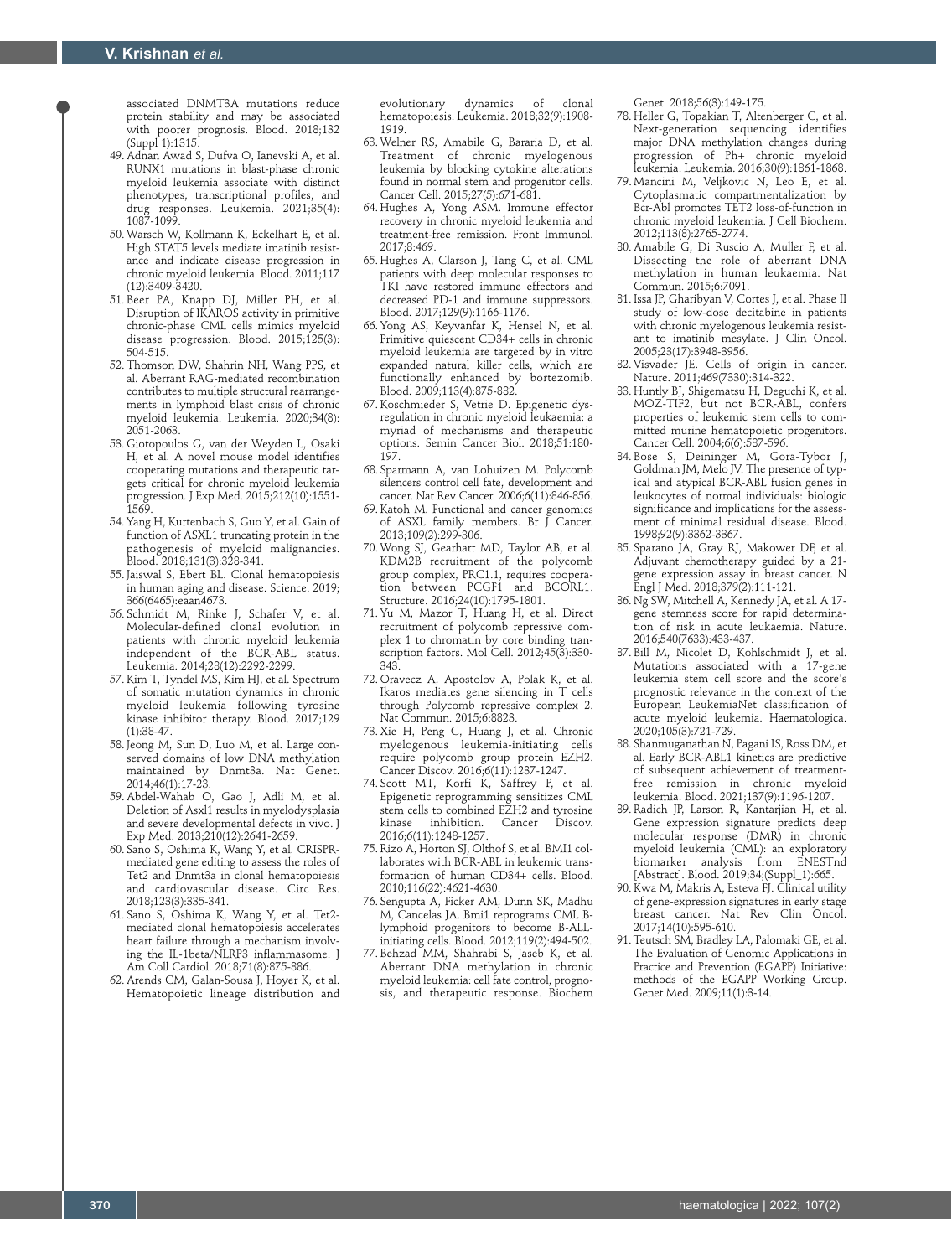associated DNMT3A mutations reduce protein stability and may be associated with poorer prognosis. Blood. 2018;132 (Suppl 1):1315.

49. Adnan Awad S, Dufva O, Ianevski A, et al. RUNX1 mutations in blast-phase chronic myeloid leukemia associate with distinct phenotypes, transcriptional profiles, and drug responses. Leukemia. 2021;35(4): 1087-1099.
50. Warsch W, Kollmann K, Eckelhart E, et al. High STAT5 levels mediate imatinib resistance and indicate disease progression in chronic myeloid leukemia. Blood. 2011;117 (12):3409-3420.
51. Beer PA, Knapp DJ, Miller PH, et al. Disruption of IKAROS activity in primitive chronic-phase CML cells mimics myeloid disease progression. Blood. 2015;125(3): 504-515.
52. Thomson DW, Shahrin NH, Wang PPS, et al. Aberrant RAG-mediated recombination contributes to multiple structural rearrangements in lymphoid blast crisis of chronic myeloid leukemia. Leukemia. 2020;34(8): 2051-2063.
53. Giotopoulos G, van der Weyden L, Osaki H, et al. A novel mouse model identifies cooperating mutations and therapeutic targets critical for chronic myeloid leukemia progression. J Exp Med. 2015;212(10):1551-1569.
54. Yang H, Kurtenbach S, Guo Y, et al. Gain of function of ASXL1 truncating protein in the pathogenesis of myeloid malignancies. Blood. 2018;131(3):328-341.
55. Jaiswal S, Ebert BL. Clonal hematopoiesis in human aging and disease. Science. 2019; 366(6465):eaan4673.
56. Schmidt M, Rinke J, Schafer V, et al. Molecular-defined clonal evolution in patients with chronic myeloid leukemia independent of the BCR-ABL status. Leukemia. 2014;28(12):2292-2299.
57. Kim T, Tyndel MS, Kim HJ, et al. Spectrum of somatic mutation dynamics in chronic myeloid leukemia following tyrosine kinase inhibitor therapy. Blood. 2017;129 (1):38-47.
58. Jeong M, Sun D, Luo M, et al. Large conserved domains of low DNA methylation maintained by Dnmt3a. Nat Genet. 2014;46(1):17-23.
59. Abdel-Wahab O, Gao J, Adli M, et al. Deletion of Asxl1 results in myelodysplasia and severe developmental defects in vivo. J Exp Med. 2013;210(12):2641-2659.
60. Sano S, Oshima K, Wang Y, et al. CRISPR-mediated gene editing to assess the roles of Tet2 and Dnmt3a in clonal hematopoiesis and cardiovascular disease. Circ Res. 2018;123(3):335-341.
61. Sano S, Oshima K, Wang Y, et al. Tet2-mediated clonal hematopoiesis accelerates heart failure through a mechanism involving the IL-1beta/NLRP3 inflammasome. J Am Coll Cardiol. 2018;71(8):875-886.
62. Arends CM, Galan-Sousa J, Hoyer K, et al. Hematopoietic lineage distribution and evolutionary dynamics of clonal hematopoiesis. Leukemia. 2018;32(9):1908-1919.
63. Welner RS, Amabile G, Bararia D, et al. Treatment of chronic myelogenous leukemia by blocking cytokine alterations found in normal stem and progenitor cells. Cancer Cell. 2015;27(5):671-681.
64. Hughes A, Yong ASM. Immune effector recovery in chronic myeloid leukemia and treatment-free remission. Front Immunol. 2017;8:469.
65. Hughes A, Clarson J, Tang C, et al. CML patients with deep molecular responses to TKI have restored immune effectors and decreased PD-1 and immune suppressors. Blood. 2017;129(9):1166-1176.
66. Yong AS, Keyvanfar K, Hensel N, et al. Primitive quiescent CD34+ cells in chronic myeloid leukemia are targeted by in vitro expanded natural killer cells, which are functionally enhanced by bortezomib. Blood. 2009;113(4):875-882.
67. Koschmieder S, Vetrie D. Epigenetic dysregulation in chronic myeloid leukaemia: a myriad of mechanisms and therapeutic options. Semin Cancer Biol. 2018;51:180-197.
68. Sparmann A, van Lohuizen M. Polycomb silencers control cell fate, development and cancer. Nat Rev Cancer. 2006;6(11):846-856.
69. Katoh M. Functional and cancer genomics of ASXL family members. Br J Cancer. 2013;109(2):299-306.
70. Wong SJ, Gearhart MD, Taylor AB, et al. KDM2B recruitment of the polycomb group complex, PRC1.1, requires cooperation between PCGF1 and BCORL1. Structure. 2016;24(10):1795-1801.
71. Yu M, Mazor T, Huang H, et al. Direct recruitment of polycomb repressive complex 1 to chromatin by core binding transcription factors. Mol Cell. 2012;45(3):330-343.
72. Oravecz A, Apostolov A, Polak K, et al. Ikaros mediates gene silencing in T cells through Polycomb repressive complex 2. Nat Commun. 2015;6:8823.
73. Xie H, Peng C, Huang J, et al. Chronic myelogenous leukemia-initiating cells require polycomb group protein EZH2. Cancer Discov. 2016;6(11):1237-1247.
74. Scott MT, Korfi K, Saffrey P, et al. Epigenetic reprogramming sensitizes CML stem cells to combined EZH2 and tyrosine kinase inhibition. Cancer Discov. 2016;6(11):1248-1257.
75. Rizo A, Horton SJ, Olthof S, et al. BMI1 collaborates with BCR-ABL in leukemic transformation of human CD34+ cells. Blood. 2010;116(22):4621-4630.
76. Sengupta A, Ficker AM, Dunn SK, Madhu M, Cancelas JA. Bmi1 reprograms CML B-lymphoid progenitors to become B-ALL-initiating cells. Blood. 2012;119(2):494-502.
77. Behzad MM, Shahrabi S, Jaseb K, et al. Aberrant DNA methylation in chronic myeloid leukemia: cell fate control, prognosis, and therapeutic response. Biochem Genet. 2018;56(3):149-175.
78. Heller G, Topakian T, Altenberger C, et al. Next-generation sequencing identifies major DNA methylation changes during progression of Ph+ chronic myeloid leukemia. Leukemia. 2016;30(9):1861-1868.
79. Mancini M, Veljkovic N, Leo E, et al. Cytoplasmatic compartmentalization by Bcr-Abl promotes TET2 loss-of-function in chronic myeloid leukemia. J Cell Biochem. 2012;113(8):2765-2774.
80. Amabile G, Di Ruscio A, Muller F, et al. Dissecting the role of aberrant DNA methylation in human leukaemia. Nat Commun. 2015;6:7091.
81. Issa JP, Gharibyan V, Cortes J, et al. Phase II study of low-dose decitabine in patients with chronic myelogenous leukemia resistant to imatinib mesylate. J Clin Oncol. 2005;23(17):3948-3956.
82. Visvader JE. Cells of origin in cancer. Nature. 2011;469(7330):314-322.
83. Huntly BJ, Shigematsu H, Deguchi K, et al. MOZ-TIF2, but not BCR-ABL, confers properties of leukemic stem cells to committed murine hematopoietic progenitors. Cancer Cell. 2004;6(6):587-596.
84. Bose S, Deininger M, Gora-Tybor J, Goldman JM, Melo JV. The presence of typical and atypical BCR-ABL fusion genes in leukocytes of normal individuals: biologic significance and implications for the assessment of minimal residual disease. Blood. 1998;92(9):3362-3367.
85. Sparano JA, Gray RJ, Makower DF, et al. Adjuvant chemotherapy guided by a 21-gene expression assay in breast cancer. N Engl J Med. 2018;379(2):111-121.
86. Ng SW, Mitchell A, Kennedy JA, et al. A 17-gene stemness score for rapid determination of risk in acute leukaemia. Nature. 2016;540(7633):433-437.
87. Bill M, Nicolet D, Kohlschmidt J, et al. Mutations associated with a 17-gene leukemia stem cell score and the score's prognostic relevance in the context of the European LeukemiaNet classification of acute myeloid leukemia. Haematologica. 2020;105(3):721-729.
88. Shanmuganathan N, Pagani IS, Ross DM, et al. Early BCR-ABL1 kinetics are predictive of subsequent achievement of treatment-free remission in chronic myeloid leukemia. Blood. 2021;137(9):1196-1207.
89. Radich JP, Larson R, Kantarjian H, et al. Gene expression signature predicts deep molecular response (DMR) in chronic myeloid leukemia (CML): an exploratory biomarker analysis from ENESTnd [Abstract]. Blood. 2019;34;(Suppl_1):665.
90. Kwa M, Makris A, Esteva FJ. Clinical utility of gene-expression signatures in early stage breast cancer. Nat Rev Clin Oncol. 2017;14(10):595-610.
91. Teutsch SM, Bradley LA, Palomaki GE, et al. The Evaluation of Genomic Applications in Practice and Prevention (EGAPP) Initiative: methods of the EGAPP Working Group. Genet Med. 2009;11(1):3-14.